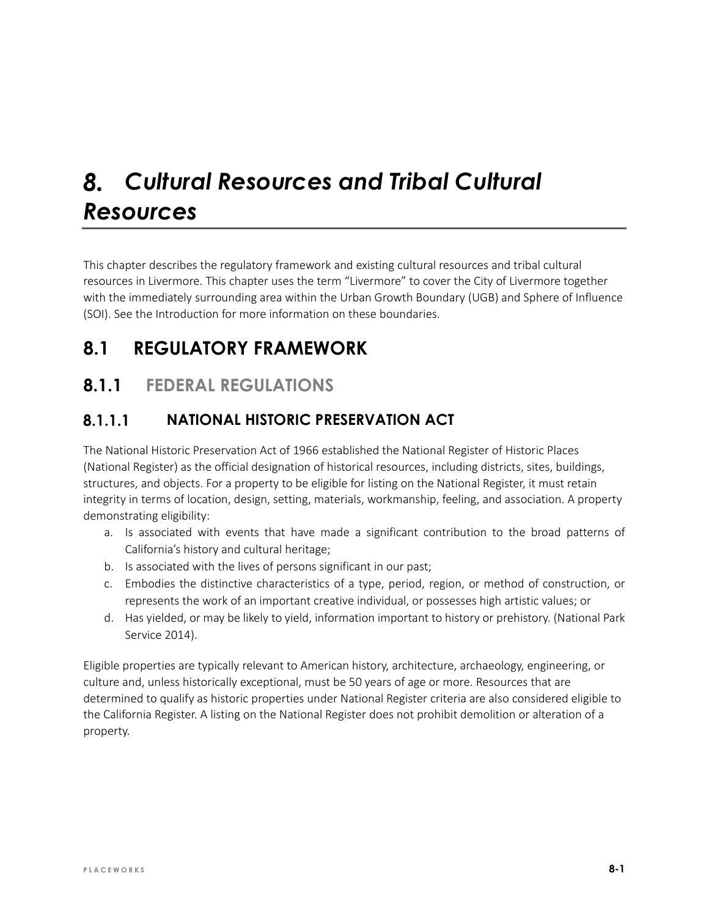# *8. Cultural Resources and Tribal Cultural Resources*

This chapter describes the regulatory framework and existing cultural resources and tribal cultural resources in Livermore. This chapter uses the term "Livermore" to cover the City of Livermore together with the immediately surrounding area within the Urban Growth Boundary (UGB) and Sphere of Influence (SOI). See the Introduction for more information on these boundaries.

## 8.1 REGULATORY FRAMEWORK

### 8.1.1 FEDERAL REGULATIONS

#### 8.1.1.1 NATIONAL HISTORIC PRESERVATION ACT

The National Historic Preservation Act of 1966 established the National Register of Historic Places (National Register) as the official designation of historical resources, including districts, sites, buildings, structures, and objects. For a property to be eligible for listing on the National Register, it must retain integrity in terms of location, design, setting, materials, workmanship, feeling, and association. A property demonstrating eligibility:

a. Is associated with events that have made a significant contribution to the broad patterns of California's history and cultural heritage;
b. Is associated with the lives of persons significant in our past;
c. Embodies the distinctive characteristics of a type, period, region, or method of construction, or represents the work of an important creative individual, or possesses high artistic values; or
d. Has yielded, or may be likely to yield, information important to history or prehistory. (National Park Service 2014).

Eligible properties are typically relevant to American history, architecture, archaeology, engineering, or culture and, unless historically exceptional, must be 50 years of age or more. Resources that are determined to qualify as historic properties under National Register criteria are also considered eligible to the California Register. A listing on the National Register does not prohibit demolition or alteration of a property.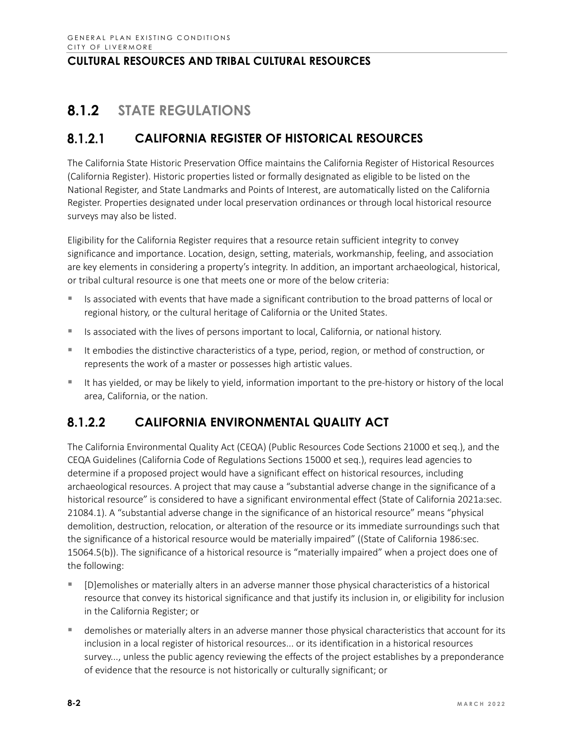## CULTURAL RESOURCES AND TRIBAL CULTURAL RESOURCES

# 8.1.2 STATE REGULATIONS

## 8.1.2.1 CALIFORNIA REGISTER OF HISTORICAL RESOURCES

The California State Historic Preservation Office maintains the California Register of Historical Resources (California Register). Historic properties listed or formally designated as eligible to be listed on the National Register, and State Landmarks and Points of Interest, are automatically listed on the California Register. Properties designated under local preservation ordinances or through local historical resource surveys may also be listed.

Eligibility for the California Register requires that a resource retain sufficient integrity to convey significance and importance. Location, design, setting, materials, workmanship, feeling, and association are key elements in considering a property's integrity. In addition, an important archaeological, historical, or tribal cultural resource is one that meets one or more of the below criteria:

- Is associated with events that have made a significant contribution to the broad patterns of local or regional history, or the cultural heritage of California or the United States.
- Is associated with the lives of persons important to local, California, or national history.
- It embodies the distinctive characteristics of a type, period, region, or method of construction, or represents the work of a master or possesses high artistic values.
- It has yielded, or may be likely to yield, information important to the pre-history or history of the local area, California, or the nation.

## 8.1.2.2 CALIFORNIA ENVIRONMENTAL QUALITY ACT

The California Environmental Quality Act (CEQA) (Public Resources Code Sections 21000 et seq.), and the CEQA Guidelines (California Code of Regulations Sections 15000 et seq.), requires lead agencies to determine if a proposed project would have a significant effect on historical resources, including archaeological resources. A project that may cause a "substantial adverse change in the significance of a historical resource" is considered to have a significant environmental effect (State of California 2021a:sec. 21084.1). A "substantial adverse change in the significance of an historical resource" means "physical demolition, destruction, relocation, or alteration of the resource or its immediate surroundings such that the significance of a historical resource would be materially impaired" ((State of California 1986:sec. 15064.5(b)). The significance of a historical resource is "materially impaired" when a project does one of the following:

- [D]emolishes or materially alters in an adverse manner those physical characteristics of a historical resource that convey its historical significance and that justify its inclusion in, or eligibility for inclusion in the California Register; or
- demolishes or materially alters in an adverse manner those physical characteristics that account for its inclusion in a local register of historical resources... or its identification in a historical resources survey..., unless the public agency reviewing the effects of the project establishes by a preponderance of evidence that the resource is not historically or culturally significant; or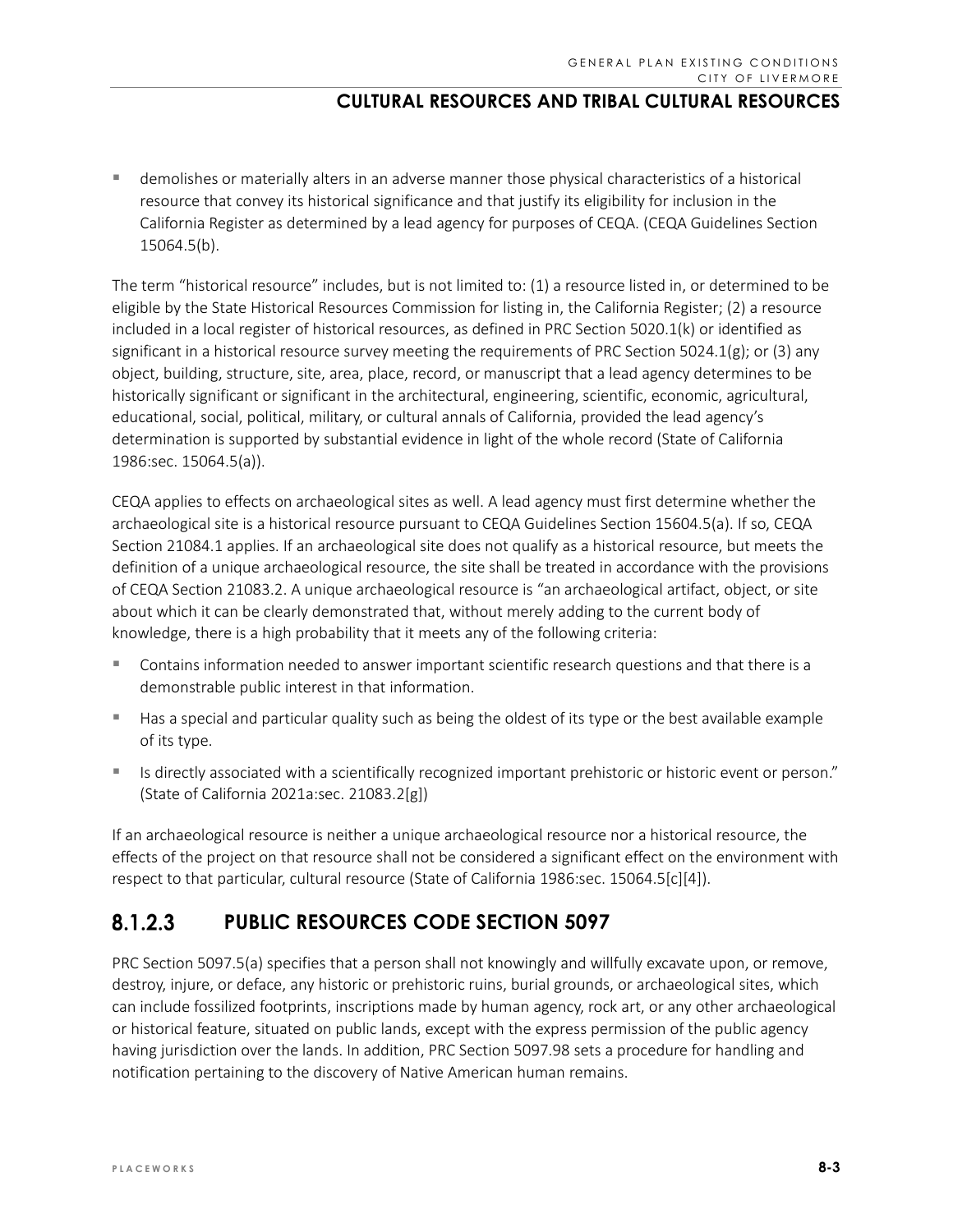- demolishes or materially alters in an adverse manner those physical characteristics of a historical resource that convey its historical significance and that justify its eligibility for inclusion in the California Register as determined by a lead agency for purposes of CEQA. (CEQA Guidelines Section 15064.5(b).

The term "historical resource" includes, but is not limited to: (1) a resource listed in, or determined to be eligible by the State Historical Resources Commission for listing in, the California Register; (2) a resource included in a local register of historical resources, as defined in PRC Section 5020.1(k) or identified as significant in a historical resource survey meeting the requirements of PRC Section 5024.1(g); or (3) any object, building, structure, site, area, place, record, or manuscript that a lead agency determines to be historically significant or significant in the architectural, engineering, scientific, economic, agricultural, educational, social, political, military, or cultural annals of California, provided the lead agency's determination is supported by substantial evidence in light of the whole record (State of California 1986:sec. 15064.5(a)).

CEQA applies to effects on archaeological sites as well. A lead agency must first determine whether the archaeological site is a historical resource pursuant to CEQA Guidelines Section 15604.5(a). If so, CEQA Section 21084.1 applies. If an archaeological site does not qualify as a historical resource, but meets the definition of a unique archaeological resource, the site shall be treated in accordance with the provisions of CEQA Section 21083.2. A unique archaeological resource is "an archaeological artifact, object, or site about which it can be clearly demonstrated that, without merely adding to the current body of knowledge, there is a high probability that it meets any of the following criteria:

- Contains information needed to answer important scientific research questions and that there is a demonstrable public interest in that information.
- Has a special and particular quality such as being the oldest of its type or the best available example of its type.
- Is directly associated with a scientifically recognized important prehistoric or historic event or person." (State of California 2021a:sec. 21083.2[g])

If an archaeological resource is neither a unique archaeological resource nor a historical resource, the effects of the project on that resource shall not be considered a significant effect on the environment with respect to that particular, cultural resource (State of California 1986:sec. 15064.5[c][4]).

### 8.1.2.3 PUBLIC RESOURCES CODE SECTION 5097

PRC Section 5097.5(a) specifies that a person shall not knowingly and willfully excavate upon, or remove, destroy, injure, or deface, any historic or prehistoric ruins, burial grounds, or archaeological sites, which can include fossilized footprints, inscriptions made by human agency, rock art, or any other archaeological or historical feature, situated on public lands, except with the express permission of the public agency having jurisdiction over the lands. In addition, PRC Section 5097.98 sets a procedure for handling and notification pertaining to the discovery of Native American human remains.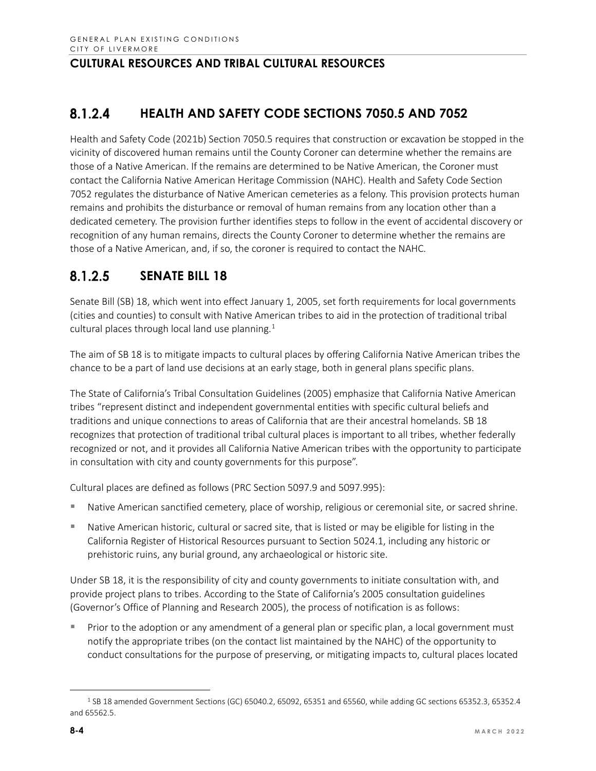### 8.1.2.4 HEALTH AND SAFETY CODE SECTIONS 7050.5 AND 7052

Health and Safety Code (2021b) Section 7050.5 requires that construction or excavation be stopped in the vicinity of discovered human remains until the County Coroner can determine whether the remains are those of a Native American. If the remains are determined to be Native American, the Coroner must contact the California Native American Heritage Commission (NAHC). Health and Safety Code Section 7052 regulates the disturbance of Native American cemeteries as a felony. This provision protects human remains and prohibits the disturbance or removal of human remains from any location other than a dedicated cemetery. The provision further identifies steps to follow in the event of accidental discovery or recognition of any human remains, directs the County Coroner to determine whether the remains are those of a Native American, and, if so, the coroner is required to contact the NAHC.

### 8.1.2.5 SENATE BILL 18

Senate Bill (SB) 18, which went into effect January 1, 2005, set forth requirements for local governments (cities and counties) to consult with Native American tribes to aid in the protection of traditional tribal cultural places through local land use planning.[1]

The aim of SB 18 is to mitigate impacts to cultural places by offering California Native American tribes the chance to be a part of land use decisions at an early stage, both in general plans specific plans.

The State of California's Tribal Consultation Guidelines (2005) emphasize that California Native American tribes "represent distinct and independent governmental entities with specific cultural beliefs and traditions and unique connections to areas of California that are their ancestral homelands. SB 18 recognizes that protection of traditional tribal cultural places is important to all tribes, whether federally recognized or not, and it provides all California Native American tribes with the opportunity to participate in consultation with city and county governments for this purpose".

Cultural places are defined as follows (PRC Section 5097.9 and 5097.995):

- Native American sanctified cemetery, place of worship, religious or ceremonial site, or sacred shrine.
- Native American historic, cultural or sacred site, that is listed or may be eligible for listing in the California Register of Historical Resources pursuant to Section 5024.1, including any historic or prehistoric ruins, any burial ground, any archaeological or historic site.

Under SB 18, it is the responsibility of city and county governments to initiate consultation with, and provide project plans to tribes. According to the State of California's 2005 consultation guidelines (Governor's Office of Planning and Research 2005), the process of notification is as follows:

- Prior to the adoption or any amendment of a general plan or specific plan, a local government must notify the appropriate tribes (on the contact list maintained by the NAHC) of the opportunity to conduct consultations for the purpose of preserving, or mitigating impacts to, cultural places located

---

[1] SB 18 amended Government Sections (GC) 65040.2, 65092, 65351 and 65560, while adding GC sections 65352.3, 65352.4 and 65562.5.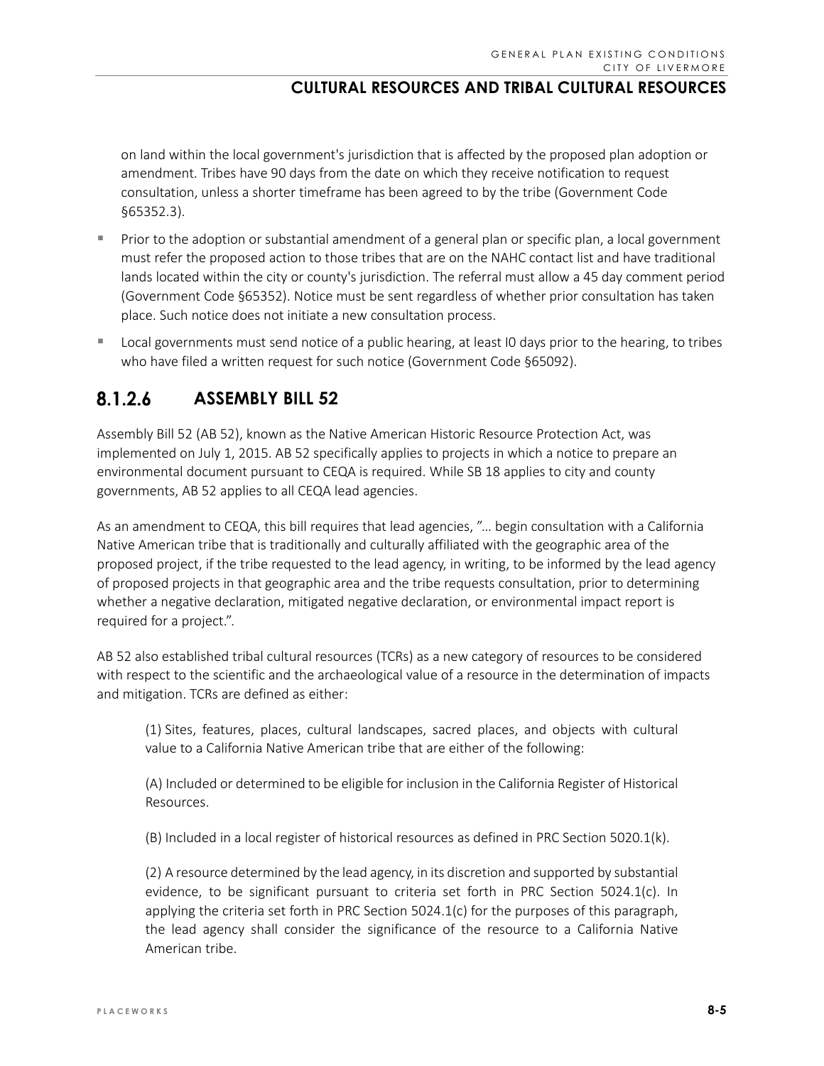on land within the local government's jurisdiction that is affected by the proposed plan adoption or amendment. Tribes have 90 days from the date on which they receive notification to request consultation, unless a shorter timeframe has been agreed to by the tribe (Government Code §65352.3).

- Prior to the adoption or substantial amendment of a general plan or specific plan, a local government must refer the proposed action to those tribes that are on the NAHC contact list and have traditional lands located within the city or county's jurisdiction. The referral must allow a 45 day comment period (Government Code §65352). Notice must be sent regardless of whether prior consultation has taken place. Such notice does not initiate a new consultation process.
- Local governments must send notice of a public hearing, at least I0 days prior to the hearing, to tribes who have filed a written request for such notice (Government Code §65092).

### 8.1.2.6 ASSEMBLY BILL 52

Assembly Bill 52 (AB 52), known as the Native American Historic Resource Protection Act, was implemented on July 1, 2015. AB 52 specifically applies to projects in which a notice to prepare an environmental document pursuant to CEQA is required. While SB 18 applies to city and county governments, AB 52 applies to all CEQA lead agencies.

As an amendment to CEQA, this bill requires that lead agencies, "… begin consultation with a California Native American tribe that is traditionally and culturally affiliated with the geographic area of the proposed project, if the tribe requested to the lead agency, in writing, to be informed by the lead agency of proposed projects in that geographic area and the tribe requests consultation, prior to determining whether a negative declaration, mitigated negative declaration, or environmental impact report is required for a project.".

AB 52 also established tribal cultural resources (TCRs) as a new category of resources to be considered with respect to the scientific and the archaeological value of a resource in the determination of impacts and mitigation. TCRs are defined as either:

> (1) Sites, features, places, cultural landscapes, sacred places, and objects with cultural value to a California Native American tribe that are either of the following:
>
> (A) Included or determined to be eligible for inclusion in the California Register of Historical Resources.
>
> (B) Included in a local register of historical resources as defined in PRC Section 5020.1(k).
>
> (2) A resource determined by the lead agency, in its discretion and supported by substantial evidence, to be significant pursuant to criteria set forth in PRC Section 5024.1(c). In applying the criteria set forth in PRC Section 5024.1(c) for the purposes of this paragraph, the lead agency shall consider the significance of the resource to a California Native American tribe.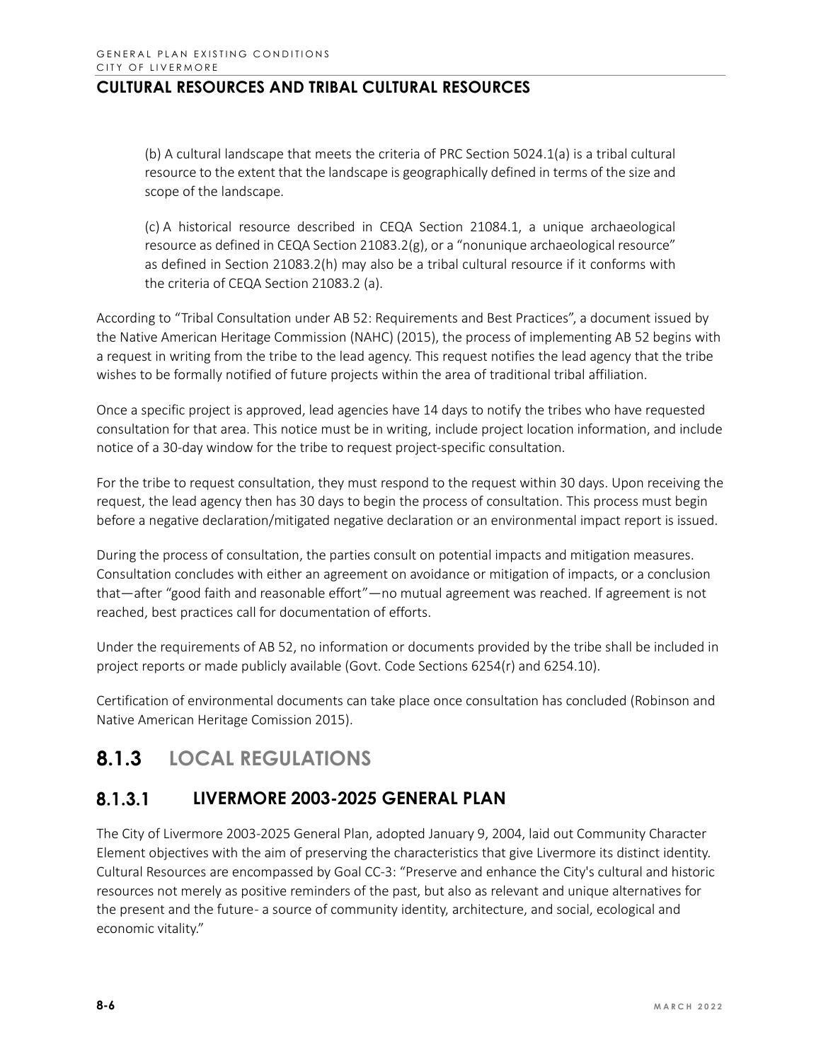(b) A cultural landscape that meets the criteria of PRC Section 5024.1(a) is a tribal cultural resource to the extent that the landscape is geographically defined in terms of the size and scope of the landscape.

(c) A historical resource described in CEQA Section 21084.1, a unique archaeological resource as defined in CEQA Section 21083.2(g), or a "nonunique archaeological resource" as defined in Section 21083.2(h) may also be a tribal cultural resource if it conforms with the criteria of CEQA Section 21083.2 (a).

According to "Tribal Consultation under AB 52: Requirements and Best Practices", a document issued by the Native American Heritage Commission (NAHC) (2015), the process of implementing AB 52 begins with a request in writing from the tribe to the lead agency. This request notifies the lead agency that the tribe wishes to be formally notified of future projects within the area of traditional tribal affiliation.

Once a specific project is approved, lead agencies have 14 days to notify the tribes who have requested consultation for that area. This notice must be in writing, include project location information, and include notice of a 30-day window for the tribe to request project-specific consultation.

For the tribe to request consultation, they must respond to the request within 30 days. Upon receiving the request, the lead agency then has 30 days to begin the process of consultation. This process must begin before a negative declaration/mitigated negative declaration or an environmental impact report is issued.

During the process of consultation, the parties consult on potential impacts and mitigation measures. Consultation concludes with either an agreement on avoidance or mitigation of impacts, or a conclusion that—after "good faith and reasonable effort"—no mutual agreement was reached. If agreement is not reached, best practices call for documentation of efforts.

Under the requirements of AB 52, no information or documents provided by the tribe shall be included in project reports or made publicly available (Govt. Code Sections 6254(r) and 6254.10).

Certification of environmental documents can take place once consultation has concluded (Robinson and Native American Heritage Comission 2015).

## 8.1.3 LOCAL REGULATIONS

### 8.1.3.1 LIVERMORE 2003-2025 GENERAL PLAN

The City of Livermore 2003-2025 General Plan, adopted January 9, 2004, laid out Community Character Element objectives with the aim of preserving the characteristics that give Livermore its distinct identity. Cultural Resources are encompassed by Goal CC-3: "Preserve and enhance the City's cultural and historic resources not merely as positive reminders of the past, but also as relevant and unique alternatives for the present and the future- a source of community identity, architecture, and social, ecological and economic vitality."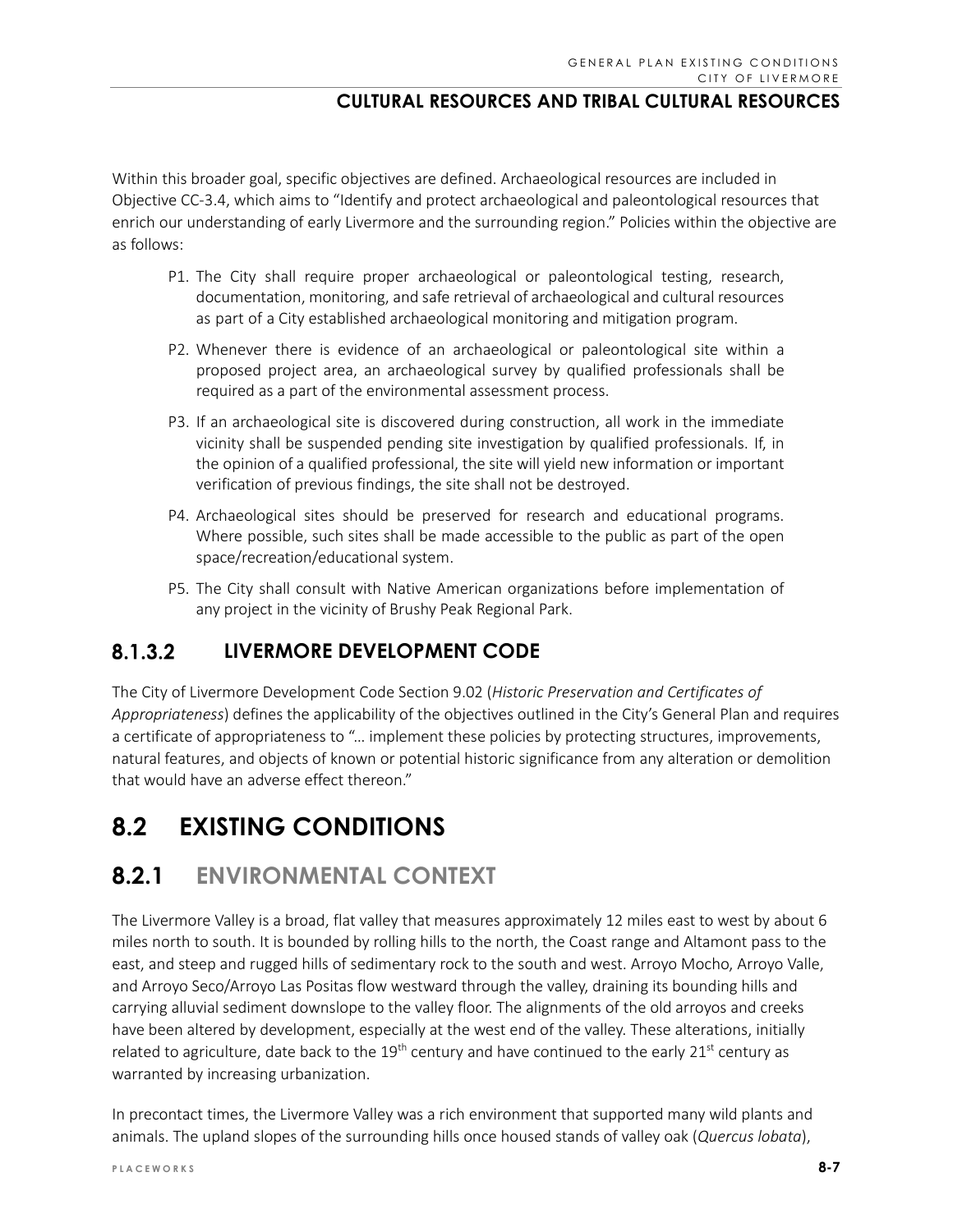Within this broader goal, specific objectives are defined. Archaeological resources are included in Objective CC-3.4, which aims to "Identify and protect archaeological and paleontological resources that enrich our understanding of early Livermore and the surrounding region." Policies within the objective are as follows:

- P1. The City shall require proper archaeological or paleontological testing, research, documentation, monitoring, and safe retrieval of archaeological and cultural resources as part of a City established archaeological monitoring and mitigation program.
- P2. Whenever there is evidence of an archaeological or paleontological site within a proposed project area, an archaeological survey by qualified professionals shall be required as a part of the environmental assessment process.
- P3. If an archaeological site is discovered during construction, all work in the immediate vicinity shall be suspended pending site investigation by qualified professionals. If, in the opinion of a qualified professional, the site will yield new information or important verification of previous findings, the site shall not be destroyed.
- P4. Archaeological sites should be preserved for research and educational programs. Where possible, such sites shall be made accessible to the public as part of the open space/recreation/educational system.
- P5. The City shall consult with Native American organizations before implementation of any project in the vicinity of Brushy Peak Regional Park.

#### 8.1.3.2 LIVERMORE DEVELOPMENT CODE

The City of Livermore Development Code Section 9.02 (*Historic Preservation and Certificates of Appropriateness*) defines the applicability of the objectives outlined in the City's General Plan and requires a certificate of appropriateness to "… implement these policies by protecting structures, improvements, natural features, and objects of known or potential historic significance from any alteration or demolition that would have an adverse effect thereon."

## 8.2 EXISTING CONDITIONS

### 8.2.1 ENVIRONMENTAL CONTEXT

The Livermore Valley is a broad, flat valley that measures approximately 12 miles east to west by about 6 miles north to south. It is bounded by rolling hills to the north, the Coast range and Altamont pass to the east, and steep and rugged hills of sedimentary rock to the south and west. Arroyo Mocho, Arroyo Valle, and Arroyo Seco/Arroyo Las Positas flow westward through the valley, draining its bounding hills and carrying alluvial sediment downslope to the valley floor. The alignments of the old arroyos and creeks have been altered by development, especially at the west end of the valley. These alterations, initially related to agriculture, date back to the 19th century and have continued to the early 21st century as warranted by increasing urbanization.

In precontact times, the Livermore Valley was a rich environment that supported many wild plants and animals. The upland slopes of the surrounding hills once housed stands of valley oak (*Quercus lobata*),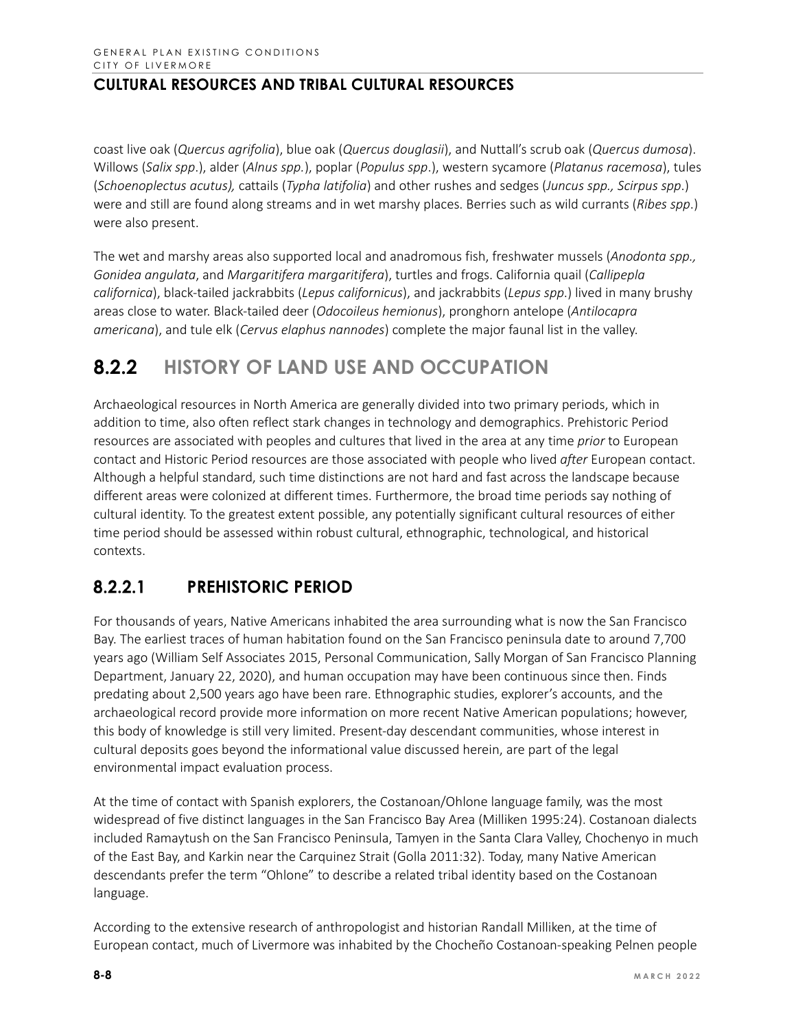coast live oak (*Quercus agrifolia*), blue oak (*Quercus douglasii*), and Nuttall's scrub oak (*Quercus dumosa*). Willows (*Salix spp*.), alder (*Alnus spp.*), poplar (*Populus spp*.), western sycamore (*Platanus racemosa*), tules (*Schoenoplectus acutus),* cattails (*Typha latifolia*) and other rushes and sedges (*Juncus spp., Scirpus spp*.) were and still are found along streams and in wet marshy places. Berries such as wild currants (*Ribes spp*.) were also present.

The wet and marshy areas also supported local and anadromous fish, freshwater mussels (*Anodonta spp., Gonidea angulata*, and *Margaritifera margaritifera*), turtles and frogs. California quail (*Callipepla californica*), black-tailed jackrabbits (*Lepus californicus*), and jackrabbits (*Lepus spp*.) lived in many brushy areas close to water. Black-tailed deer (*Odocoileus hemionus*), pronghorn antelope (*Antilocapra americana*), and tule elk (*Cervus elaphus nannodes*) complete the major faunal list in the valley.

## 8.2.2 HISTORY OF LAND USE AND OCCUPATION

Archaeological resources in North America are generally divided into two primary periods, which in addition to time, also often reflect stark changes in technology and demographics. Prehistoric Period resources are associated with peoples and cultures that lived in the area at any time *prior* to European contact and Historic Period resources are those associated with people who lived *after* European contact. Although a helpful standard, such time distinctions are not hard and fast across the landscape because different areas were colonized at different times. Furthermore, the broad time periods say nothing of cultural identity. To the greatest extent possible, any potentially significant cultural resources of either time period should be assessed within robust cultural, ethnographic, technological, and historical contexts.

### 8.2.2.1 PREHISTORIC PERIOD

For thousands of years, Native Americans inhabited the area surrounding what is now the San Francisco Bay. The earliest traces of human habitation found on the San Francisco peninsula date to around 7,700 years ago (William Self Associates 2015, Personal Communication, Sally Morgan of San Francisco Planning Department, January 22, 2020), and human occupation may have been continuous since then. Finds predating about 2,500 years ago have been rare. Ethnographic studies, explorer's accounts, and the archaeological record provide more information on more recent Native American populations; however, this body of knowledge is still very limited. Present-day descendant communities, whose interest in cultural deposits goes beyond the informational value discussed herein, are part of the legal environmental impact evaluation process.

At the time of contact with Spanish explorers, the Costanoan/Ohlone language family, was the most widespread of five distinct languages in the San Francisco Bay Area (Milliken 1995:24). Costanoan dialects included Ramaytush on the San Francisco Peninsula, Tamyen in the Santa Clara Valley, Chochenyo in much of the East Bay, and Karkin near the Carquinez Strait (Golla 2011:32). Today, many Native American descendants prefer the term "Ohlone" to describe a related tribal identity based on the Costanoan language.

According to the extensive research of anthropologist and historian Randall Milliken, at the time of European contact, much of Livermore was inhabited by the Chocheño Costanoan-speaking Pelnen people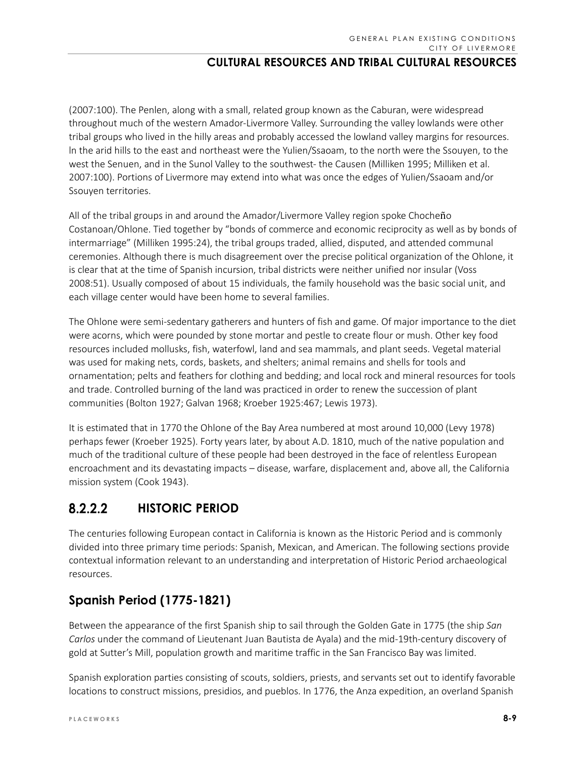(2007:100). The Penlen, along with a small, related group known as the Caburan, were widespread throughout much of the western Amador-Livermore Valley. Surrounding the valley lowlands were other tribal groups who lived in the hilly areas and probably accessed the lowland valley margins for resources. In the arid hills to the east and northeast were the Yulien/Ssaoam, to the north were the Ssouyen, to the west the Senuen, and in the Sunol Valley to the southwest- the Causen (Milliken 1995; Milliken et al. 2007:100). Portions of Livermore may extend into what was once the edges of Yulien/Ssaoam and/or Ssouyen territories.

All of the tribal groups in and around the Amador/Livermore Valley region spoke Chocheño Costanoan/Ohlone. Tied together by "bonds of commerce and economic reciprocity as well as by bonds of intermarriage" (Milliken 1995:24), the tribal groups traded, allied, disputed, and attended communal ceremonies. Although there is much disagreement over the precise political organization of the Ohlone, it is clear that at the time of Spanish incursion, tribal districts were neither unified nor insular (Voss 2008:51). Usually composed of about 15 individuals, the family household was the basic social unit, and each village center would have been home to several families.

The Ohlone were semi-sedentary gatherers and hunters of fish and game. Of major importance to the diet were acorns, which were pounded by stone mortar and pestle to create flour or mush. Other key food resources included mollusks, fish, waterfowl, land and sea mammals, and plant seeds. Vegetal material was used for making nets, cords, baskets, and shelters; animal remains and shells for tools and ornamentation; pelts and feathers for clothing and bedding; and local rock and mineral resources for tools and trade. Controlled burning of the land was practiced in order to renew the succession of plant communities (Bolton 1927; Galvan 1968; Kroeber 1925:467; Lewis 1973).

It is estimated that in 1770 the Ohlone of the Bay Area numbered at most around 10,000 (Levy 1978) perhaps fewer (Kroeber 1925). Forty years later, by about A.D. 1810, much of the native population and much of the traditional culture of these people had been destroyed in the face of relentless European encroachment and its devastating impacts – disease, warfare, displacement and, above all, the California mission system (Cook 1943).

## 8.2.2.2 HISTORIC PERIOD

The centuries following European contact in California is known as the Historic Period and is commonly divided into three primary time periods: Spanish, Mexican, and American. The following sections provide contextual information relevant to an understanding and interpretation of Historic Period archaeological resources.

### Spanish Period (1775-1821)

Between the appearance of the first Spanish ship to sail through the Golden Gate in 1775 (the ship *San Carlos* under the command of Lieutenant Juan Bautista de Ayala) and the mid-19th-century discovery of gold at Sutter's Mill, population growth and maritime traffic in the San Francisco Bay was limited.

Spanish exploration parties consisting of scouts, soldiers, priests, and servants set out to identify favorable locations to construct missions, presidios, and pueblos. In 1776, the Anza expedition, an overland Spanish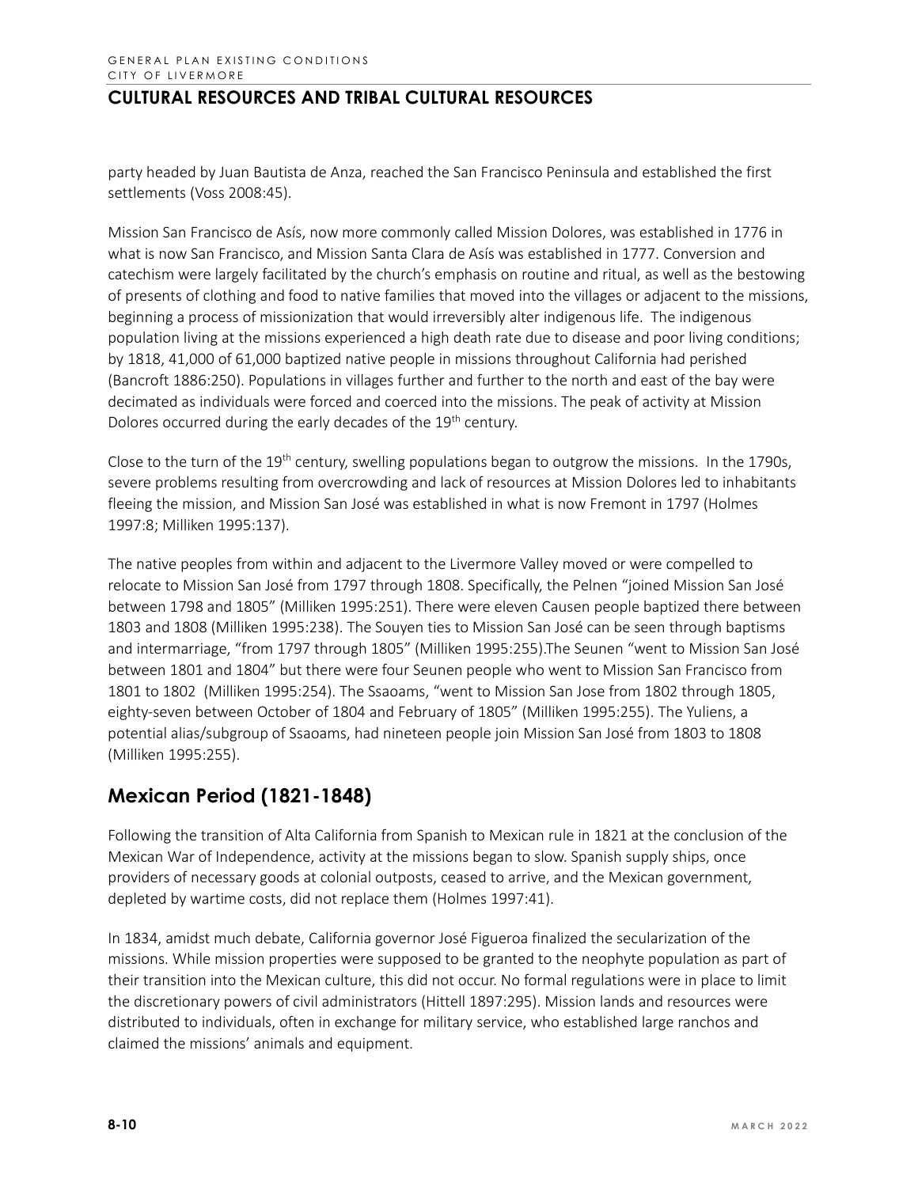party headed by Juan Bautista de Anza, reached the San Francisco Peninsula and established the first settlements (Voss 2008:45).

Mission San Francisco de Asís, now more commonly called Mission Dolores, was established in 1776 in what is now San Francisco, and Mission Santa Clara de Asís was established in 1777. Conversion and catechism were largely facilitated by the church's emphasis on routine and ritual, as well as the bestowing of presents of clothing and food to native families that moved into the villages or adjacent to the missions, beginning a process of missionization that would irreversibly alter indigenous life. The indigenous population living at the missions experienced a high death rate due to disease and poor living conditions; by 1818, 41,000 of 61,000 baptized native people in missions throughout California had perished (Bancroft 1886:250). Populations in villages further and further to the north and east of the bay were decimated as individuals were forced and coerced into the missions. The peak of activity at Mission Dolores occurred during the early decades of the 19th century.

Close to the turn of the 19th century, swelling populations began to outgrow the missions. In the 1790s, severe problems resulting from overcrowding and lack of resources at Mission Dolores led to inhabitants fleeing the mission, and Mission San José was established in what is now Fremont in 1797 (Holmes 1997:8; Milliken 1995:137).

The native peoples from within and adjacent to the Livermore Valley moved or were compelled to relocate to Mission San José from 1797 through 1808. Specifically, the Pelnen "joined Mission San José between 1798 and 1805" (Milliken 1995:251). There were eleven Causen people baptized there between 1803 and 1808 (Milliken 1995:238). The Souyen ties to Mission San José can be seen through baptisms and intermarriage, "from 1797 through 1805" (Milliken 1995:255).The Seunen "went to Mission San José between 1801 and 1804" but there were four Seunen people who went to Mission San Francisco from 1801 to 1802 (Milliken 1995:254). The Ssaoams, "went to Mission San Jose from 1802 through 1805, eighty-seven between October of 1804 and February of 1805" (Milliken 1995:255). The Yuliens, a potential alias/subgroup of Ssaoams, had nineteen people join Mission San José from 1803 to 1808 (Milliken 1995:255).

## Mexican Period (1821-1848)

Following the transition of Alta California from Spanish to Mexican rule in 1821 at the conclusion of the Mexican War of Independence, activity at the missions began to slow. Spanish supply ships, once providers of necessary goods at colonial outposts, ceased to arrive, and the Mexican government, depleted by wartime costs, did not replace them (Holmes 1997:41).

In 1834, amidst much debate, California governor José Figueroa finalized the secularization of the missions. While mission properties were supposed to be granted to the neophyte population as part of their transition into the Mexican culture, this did not occur. No formal regulations were in place to limit the discretionary powers of civil administrators (Hittell 1897:295). Mission lands and resources were distributed to individuals, often in exchange for military service, who established large ranchos and claimed the missions' animals and equipment.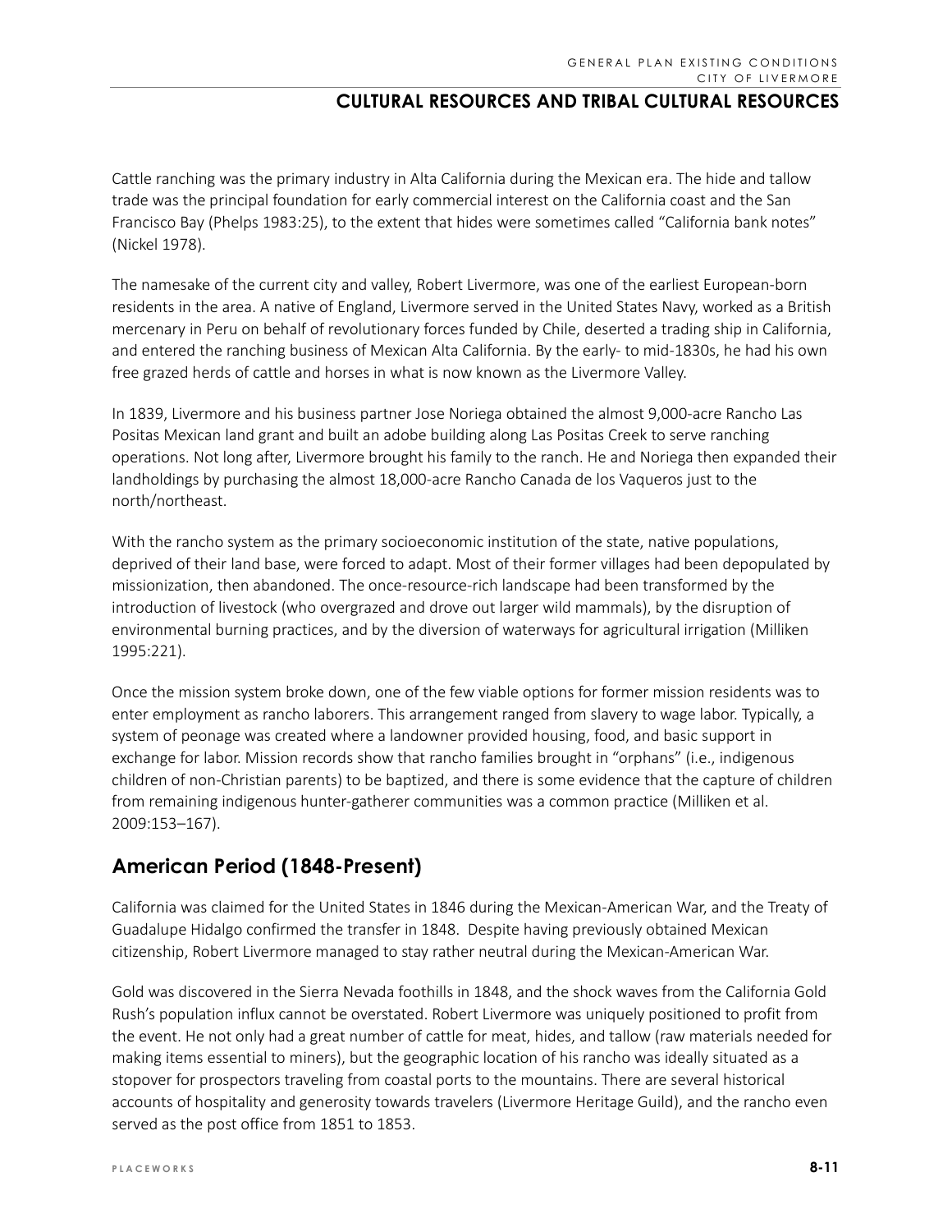Cattle ranching was the primary industry in Alta California during the Mexican era. The hide and tallow trade was the principal foundation for early commercial interest on the California coast and the San Francisco Bay (Phelps 1983:25), to the extent that hides were sometimes called "California bank notes" (Nickel 1978).

The namesake of the current city and valley, Robert Livermore, was one of the earliest European-born residents in the area. A native of England, Livermore served in the United States Navy, worked as a British mercenary in Peru on behalf of revolutionary forces funded by Chile, deserted a trading ship in California, and entered the ranching business of Mexican Alta California. By the early- to mid-1830s, he had his own free grazed herds of cattle and horses in what is now known as the Livermore Valley.

In 1839, Livermore and his business partner Jose Noriega obtained the almost 9,000-acre Rancho Las Positas Mexican land grant and built an adobe building along Las Positas Creek to serve ranching operations. Not long after, Livermore brought his family to the ranch. He and Noriega then expanded their landholdings by purchasing the almost 18,000-acre Rancho Canada de los Vaqueros just to the north/northeast.

With the rancho system as the primary socioeconomic institution of the state, native populations, deprived of their land base, were forced to adapt. Most of their former villages had been depopulated by missionization, then abandoned. The once-resource-rich landscape had been transformed by the introduction of livestock (who overgrazed and drove out larger wild mammals), by the disruption of environmental burning practices, and by the diversion of waterways for agricultural irrigation (Milliken 1995:221).

Once the mission system broke down, one of the few viable options for former mission residents was to enter employment as rancho laborers. This arrangement ranged from slavery to wage labor. Typically, a system of peonage was created where a landowner provided housing, food, and basic support in exchange for labor. Mission records show that rancho families brought in "orphans" (i.e., indigenous children of non-Christian parents) to be baptized, and there is some evidence that the capture of children from remaining indigenous hunter-gatherer communities was a common practice (Milliken et al. 2009:153–167).

## American Period (1848-Present)

California was claimed for the United States in 1846 during the Mexican-American War, and the Treaty of Guadalupe Hidalgo confirmed the transfer in 1848. Despite having previously obtained Mexican citizenship, Robert Livermore managed to stay rather neutral during the Mexican-American War.

Gold was discovered in the Sierra Nevada foothills in 1848, and the shock waves from the California Gold Rush's population influx cannot be overstated. Robert Livermore was uniquely positioned to profit from the event. He not only had a great number of cattle for meat, hides, and tallow (raw materials needed for making items essential to miners), but the geographic location of his rancho was ideally situated as a stopover for prospectors traveling from coastal ports to the mountains. There are several historical accounts of hospitality and generosity towards travelers (Livermore Heritage Guild), and the rancho even served as the post office from 1851 to 1853.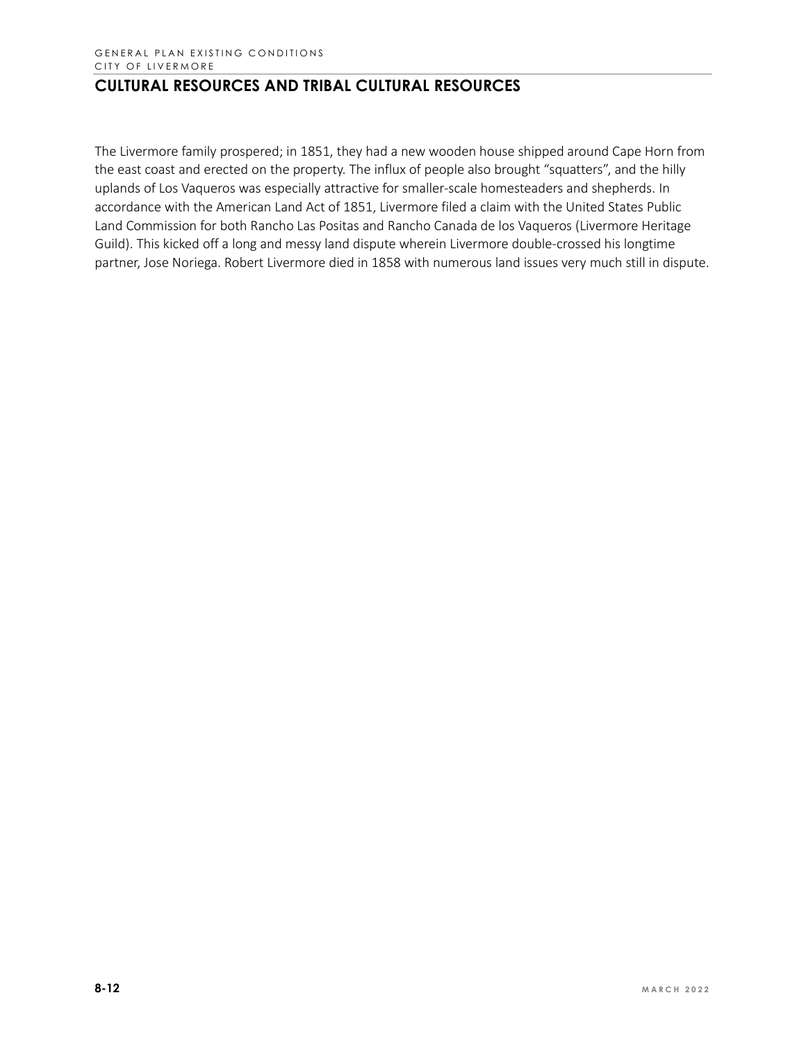The Livermore family prospered; in 1851, they had a new wooden house shipped around Cape Horn from the east coast and erected on the property. The influx of people also brought "squatters", and the hilly uplands of Los Vaqueros was especially attractive for smaller-scale homesteaders and shepherds. In accordance with the American Land Act of 1851, Livermore filed a claim with the United States Public Land Commission for both Rancho Las Positas and Rancho Canada de los Vaqueros (Livermore Heritage Guild). This kicked off a long and messy land dispute wherein Livermore double-crossed his longtime partner, Jose Noriega. Robert Livermore died in 1858 with numerous land issues very much still in dispute.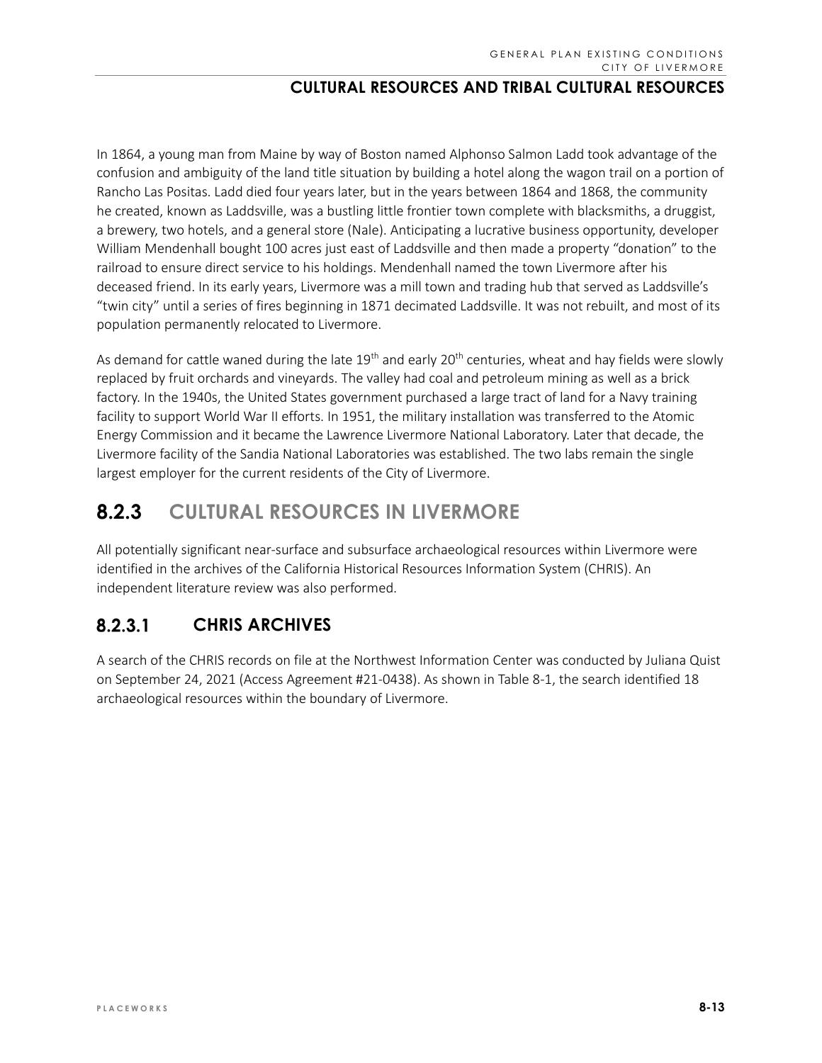In 1864, a young man from Maine by way of Boston named Alphonso Salmon Ladd took advantage of the confusion and ambiguity of the land title situation by building a hotel along the wagon trail on a portion of Rancho Las Positas. Ladd died four years later, but in the years between 1864 and 1868, the community he created, known as Laddsville, was a bustling little frontier town complete with blacksmiths, a druggist, a brewery, two hotels, and a general store (Nale). Anticipating a lucrative business opportunity, developer William Mendenhall bought 100 acres just east of Laddsville and then made a property "donation" to the railroad to ensure direct service to his holdings. Mendenhall named the town Livermore after his deceased friend. In its early years, Livermore was a mill town and trading hub that served as Laddsville's "twin city" until a series of fires beginning in 1871 decimated Laddsville. It was not rebuilt, and most of its population permanently relocated to Livermore.

As demand for cattle waned during the late 19th and early 20th centuries, wheat and hay fields were slowly replaced by fruit orchards and vineyards. The valley had coal and petroleum mining as well as a brick factory. In the 1940s, the United States government purchased a large tract of land for a Navy training facility to support World War II efforts. In 1951, the military installation was transferred to the Atomic Energy Commission and it became the Lawrence Livermore National Laboratory. Later that decade, the Livermore facility of the Sandia National Laboratories was established. The two labs remain the single largest employer for the current residents of the City of Livermore.

## 8.2.3 CULTURAL RESOURCES IN LIVERMORE

All potentially significant near-surface and subsurface archaeological resources within Livermore were identified in the archives of the California Historical Resources Information System (CHRIS). An independent literature review was also performed.

### 8.2.3.1 CHRIS ARCHIVES

A search of the CHRIS records on file at the Northwest Information Center was conducted by Juliana Quist on September 24, 2021 (Access Agreement #21-0438). As shown in Table 8-1, the search identified 18 archaeological resources within the boundary of Livermore.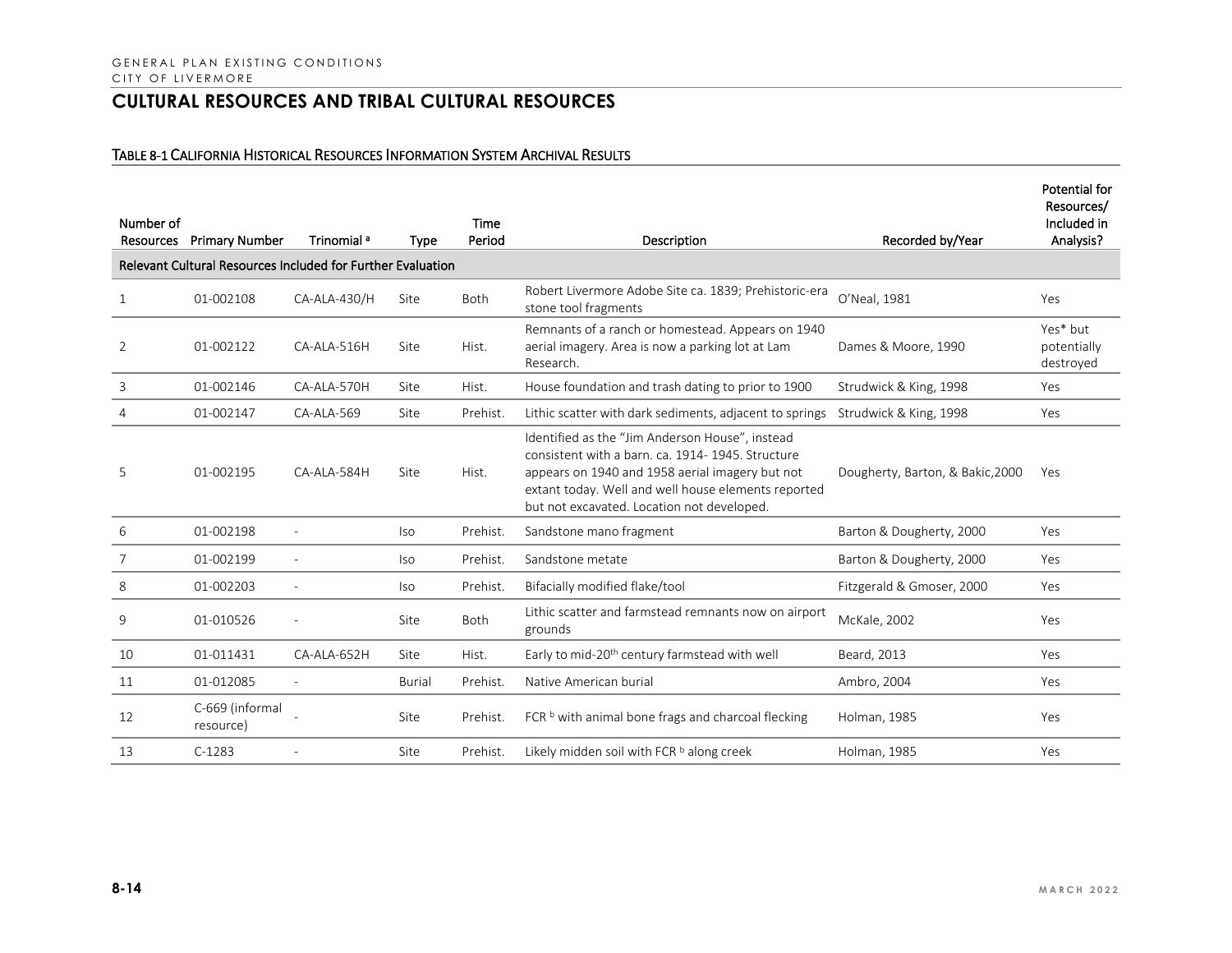# CULTURAL RESOURCES AND TRIBAL CULTURAL RESOURCES

TABLE 8-1 CALIFORNIA HISTORICAL RESOURCES INFORMATION SYSTEM ARCHIVAL RESULTS

| Number of Resources | Primary Number | Trinomial [a] | Type | Time Period | Description | Recorded by/Year | Potential for Resources/ Included in Analysis? |
|---|---|---|---|---|---|---|---|
| Relevant Cultural Resources Included for Further Evaluation | | | | | | | |
| 1 | 01-002108 | CA-ALA-430/H | Site | Both | Robert Livermore Adobe Site ca. 1839; Prehistoric-era stone tool fragments | O'Neal, 1981 | Yes |
| 2 | 01-002122 | CA-ALA-516H | Site | Hist. | Remnants of a ranch or homestead. Appears on 1940 aerial imagery. Area is now a parking lot at Lam Research. | Dames & Moore, 1990 | Yes* but potentially destroyed |
| 3 | 01-002146 | CA-ALA-570H | Site | Hist. | House foundation and trash dating to prior to 1900 | Strudwick & King, 1998 | Yes |
| 4 | 01-002147 | CA-ALA-569 | Site | Prehist. | Lithic scatter with dark sediments, adjacent to springs | Strudwick & King, 1998 | Yes |
| 5 | 01-002195 | CA-ALA-584H | Site | Hist. | Identified as the "Jim Anderson House", instead consistent with a barn. ca. 1914- 1945. Structure appears on 1940 and 1958 aerial imagery but not extant today. Well and well house elements reported but not excavated. Location not developed. | Dougherty, Barton, & Bakic,2000 | Yes |
| 6 | 01-002198 | - | Iso | Prehist. | Sandstone mano fragment | Barton & Dougherty, 2000 | Yes |
| 7 | 01-002199 | - | Iso | Prehist. | Sandstone metate | Barton & Dougherty, 2000 | Yes |
| 8 | 01-002203 | - | Iso | Prehist. | Bifacially modified flake/tool | Fitzgerald & Gmoser, 2000 | Yes |
| 9 | 01-010526 | - | Site | Both | Lithic scatter and farmstead remnants now on airport grounds | McKale, 2002 | Yes |
| 10 | 01-011431 | CA-ALA-652H | Site | Hist. | Early to mid-20th century farmstead with well | Beard, 2013 | Yes |
| 11 | 01-012085 | - | Burial | Prehist. | Native American burial | Ambro, 2004 | Yes |
| 12 | C-669 (informal resource) | - | Site | Prehist. | FCR [b] with animal bone frags and charcoal flecking | Holman, 1985 | Yes |
| 13 | C-1283 | - | Site | Prehist. | Likely midden soil with FCR [b] along creek | Holman, 1985 | Yes |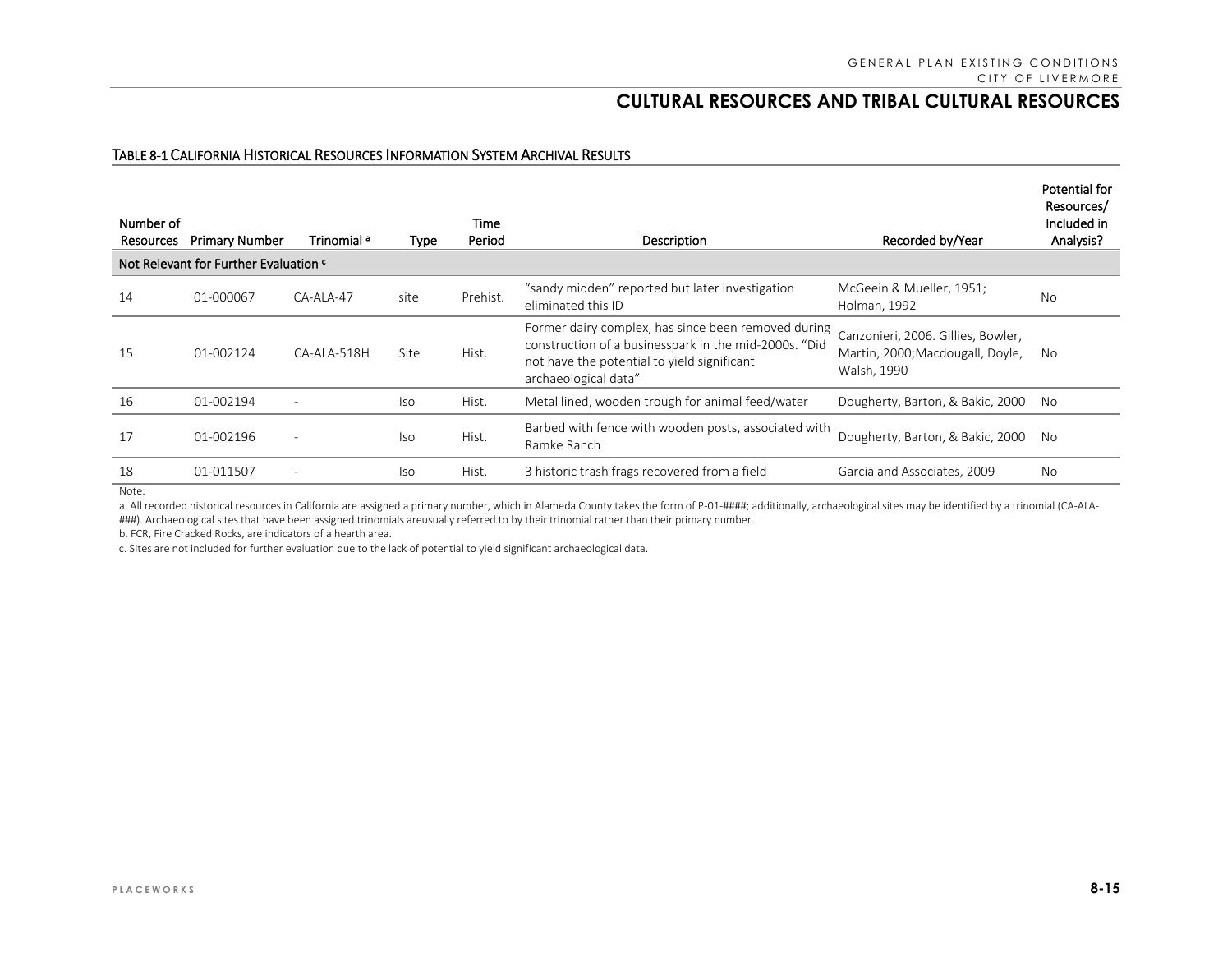# CULTURAL RESOURCES AND TRIBAL CULTURAL RESOURCES

TABLE 8-1 CALIFORNIA HISTORICAL RESOURCES INFORMATION SYSTEM ARCHIVAL RESULTS

| Number of Resources | Primary Number | Trinomial [a] | Type | Time Period | Description | Recorded by/Year | Potential for Resources/ Included in Analysis? |
|---|---|---|---|---|---|---|---|
| Not Relevant for Further Evaluation [c] | | | | | | | |
| 14 | 01-000067 | CA-ALA-47 | site | Prehist. | "sandy midden" reported but later investigation eliminated this ID | McGeein & Mueller, 1951; Holman, 1992 | No |
| 15 | 01-002124 | CA-ALA-518H | Site | Hist. | Former dairy complex, has since been removed during construction of a businesspark in the mid-2000s. "Did not have the potential to yield significant archaeological data" | Canzonieri, 2006. Gillies, Bowler, Martin, 2000;Macdougall, Doyle, Walsh, 1990 | No |
| 16 | 01-002194 | - | Iso | Hist. | Metal lined, wooden trough for animal feed/water | Dougherty, Barton, & Bakic, 2000 | No |
| 17 | 01-002196 | - | Iso | Hist. | Barbed with fence with wooden posts, associated with Ramke Ranch | Dougherty, Barton, & Bakic, 2000 | No |
| 18 | 01-011507 | - | Iso | Hist. | 3 historic trash frags recovered from a field | Garcia and Associates, 2009 | No |

Note:

a. All recorded historical resources in California are assigned a primary number, which in Alameda County takes the form of P-01-####; additionally, archaeological sites may be identified by a trinomial (CA-ALA-###). Archaeological sites that have been assigned trinomials areusually referred to by their trinomial rather than their primary number.

b. FCR, Fire Cracked Rocks, are indicators of a hearth area.

c. Sites are not included for further evaluation due to the lack of potential to yield significant archaeological data.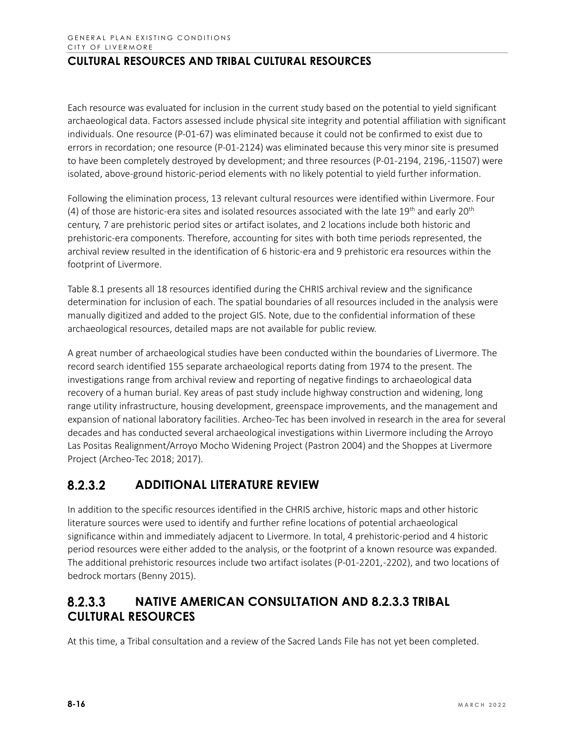Each resource was evaluated for inclusion in the current study based on the potential to yield significant archaeological data. Factors assessed include physical site integrity and potential affiliation with significant individuals. One resource (P-01-67) was eliminated because it could not be confirmed to exist due to errors in recordation; one resource (P-01-2124) was eliminated because this very minor site is presumed to have been completely destroyed by development; and three resources (P-01-2194, 2196,-11507) were isolated, above-ground historic-period elements with no likely potential to yield further information.

Following the elimination process, 13 relevant cultural resources were identified within Livermore. Four (4) of those are historic-era sites and isolated resources associated with the late 19th and early 20th century, 7 are prehistoric period sites or artifact isolates, and 2 locations include both historic and prehistoric-era components. Therefore, accounting for sites with both time periods represented, the archival review resulted in the identification of 6 historic-era and 9 prehistoric era resources within the footprint of Livermore.

Table 8.1 presents all 18 resources identified during the CHRIS archival review and the significance determination for inclusion of each. The spatial boundaries of all resources included in the analysis were manually digitized and added to the project GIS. Note, due to the confidential information of these archaeological resources, detailed maps are not available for public review.

A great number of archaeological studies have been conducted within the boundaries of Livermore. The record search identified 155 separate archaeological reports dating from 1974 to the present. The investigations range from archival review and reporting of negative findings to archaeological data recovery of a human burial. Key areas of past study include highway construction and widening, long range utility infrastructure, housing development, greenspace improvements, and the management and expansion of national laboratory facilities. Archeo-Tec has been involved in research in the area for several decades and has conducted several archaeological investigations within Livermore including the Arroyo Las Positas Realignment/Arroyo Mocho Widening Project (Pastron 2004) and the Shoppes at Livermore Project (Archeo-Tec 2018; 2017).

## 8.2.3.2 ADDITIONAL LITERATURE REVIEW

In addition to the specific resources identified in the CHRIS archive, historic maps and other historic literature sources were used to identify and further refine locations of potential archaeological significance within and immediately adjacent to Livermore. In total, 4 prehistoric-period and 4 historic period resources were either added to the analysis, or the footprint of a known resource was expanded. The additional prehistoric resources include two artifact isolates (P-01-2201,-2202), and two locations of bedrock mortars (Benny 2015).

## 8.2.3.3 NATIVE AMERICAN CONSULTATION AND 8.2.3.3 TRIBAL CULTURAL RESOURCES

At this time, a Tribal consultation and a review of the Sacred Lands File has not yet been completed.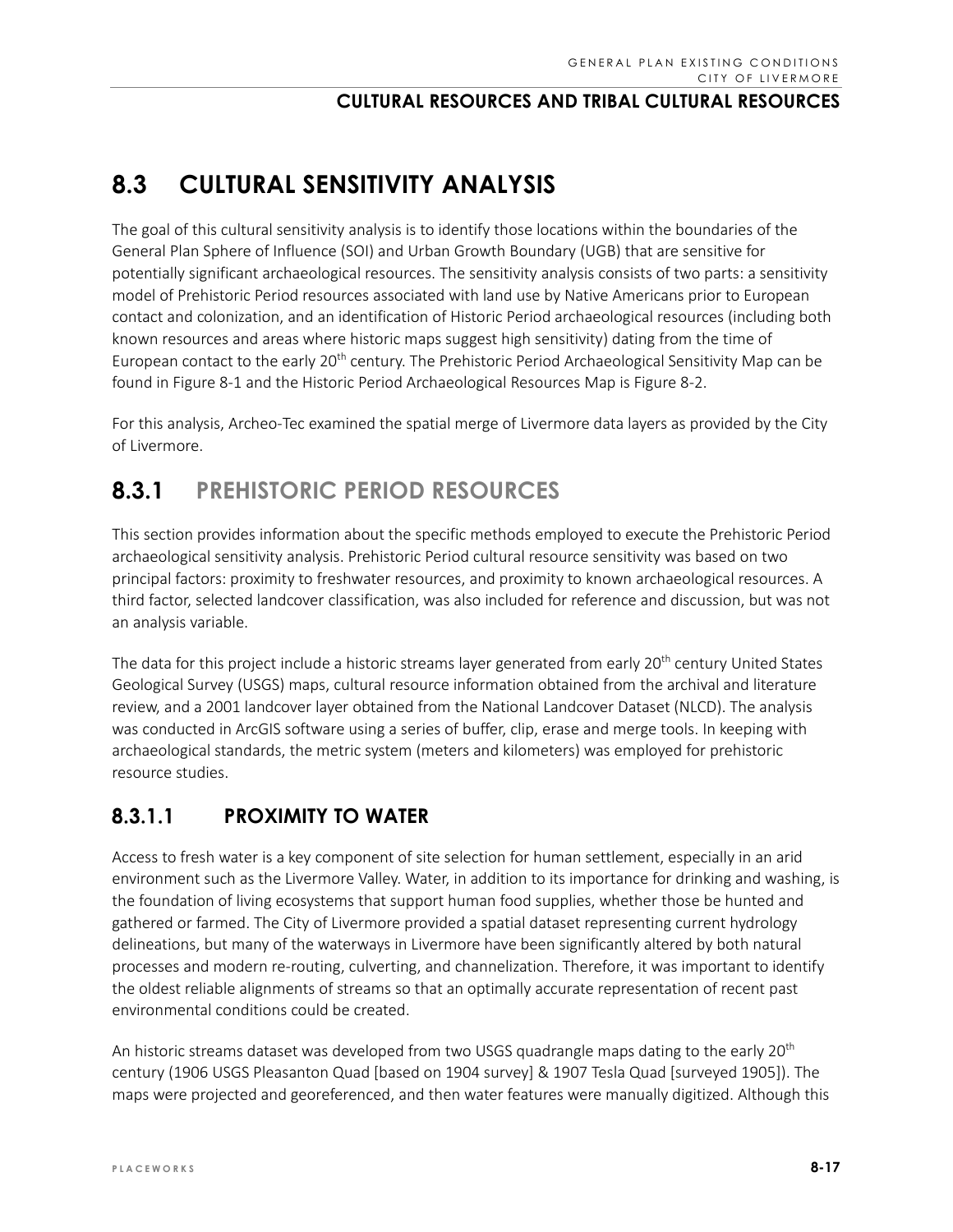# 8.3 CULTURAL SENSITIVITY ANALYSIS

The goal of this cultural sensitivity analysis is to identify those locations within the boundaries of the General Plan Sphere of Influence (SOI) and Urban Growth Boundary (UGB) that are sensitive for potentially significant archaeological resources. The sensitivity analysis consists of two parts: a sensitivity model of Prehistoric Period resources associated with land use by Native Americans prior to European contact and colonization, and an identification of Historic Period archaeological resources (including both known resources and areas where historic maps suggest high sensitivity) dating from the time of European contact to the early 20th century. The Prehistoric Period Archaeological Sensitivity Map can be found in Figure 8-1 and the Historic Period Archaeological Resources Map is Figure 8-2.

For this analysis, Archeo-Tec examined the spatial merge of Livermore data layers as provided by the City of Livermore.

## 8.3.1 PREHISTORIC PERIOD RESOURCES

This section provides information about the specific methods employed to execute the Prehistoric Period archaeological sensitivity analysis. Prehistoric Period cultural resource sensitivity was based on two principal factors: proximity to freshwater resources, and proximity to known archaeological resources. A third factor, selected landcover classification, was also included for reference and discussion, but was not an analysis variable.

The data for this project include a historic streams layer generated from early 20th century United States Geological Survey (USGS) maps, cultural resource information obtained from the archival and literature review, and a 2001 landcover layer obtained from the National Landcover Dataset (NLCD). The analysis was conducted in ArcGIS software using a series of buffer, clip, erase and merge tools. In keeping with archaeological standards, the metric system (meters and kilometers) was employed for prehistoric resource studies.

### 8.3.1.1 PROXIMITY TO WATER

Access to fresh water is a key component of site selection for human settlement, especially in an arid environment such as the Livermore Valley. Water, in addition to its importance for drinking and washing, is the foundation of living ecosystems that support human food supplies, whether those be hunted and gathered or farmed. The City of Livermore provided a spatial dataset representing current hydrology delineations, but many of the waterways in Livermore have been significantly altered by both natural processes and modern re-routing, culverting, and channelization. Therefore, it was important to identify the oldest reliable alignments of streams so that an optimally accurate representation of recent past environmental conditions could be created.

An historic streams dataset was developed from two USGS quadrangle maps dating to the early 20th century (1906 USGS Pleasanton Quad [based on 1904 survey] & 1907 Tesla Quad [surveyed 1905]). The maps were projected and georeferenced, and then water features were manually digitized. Although this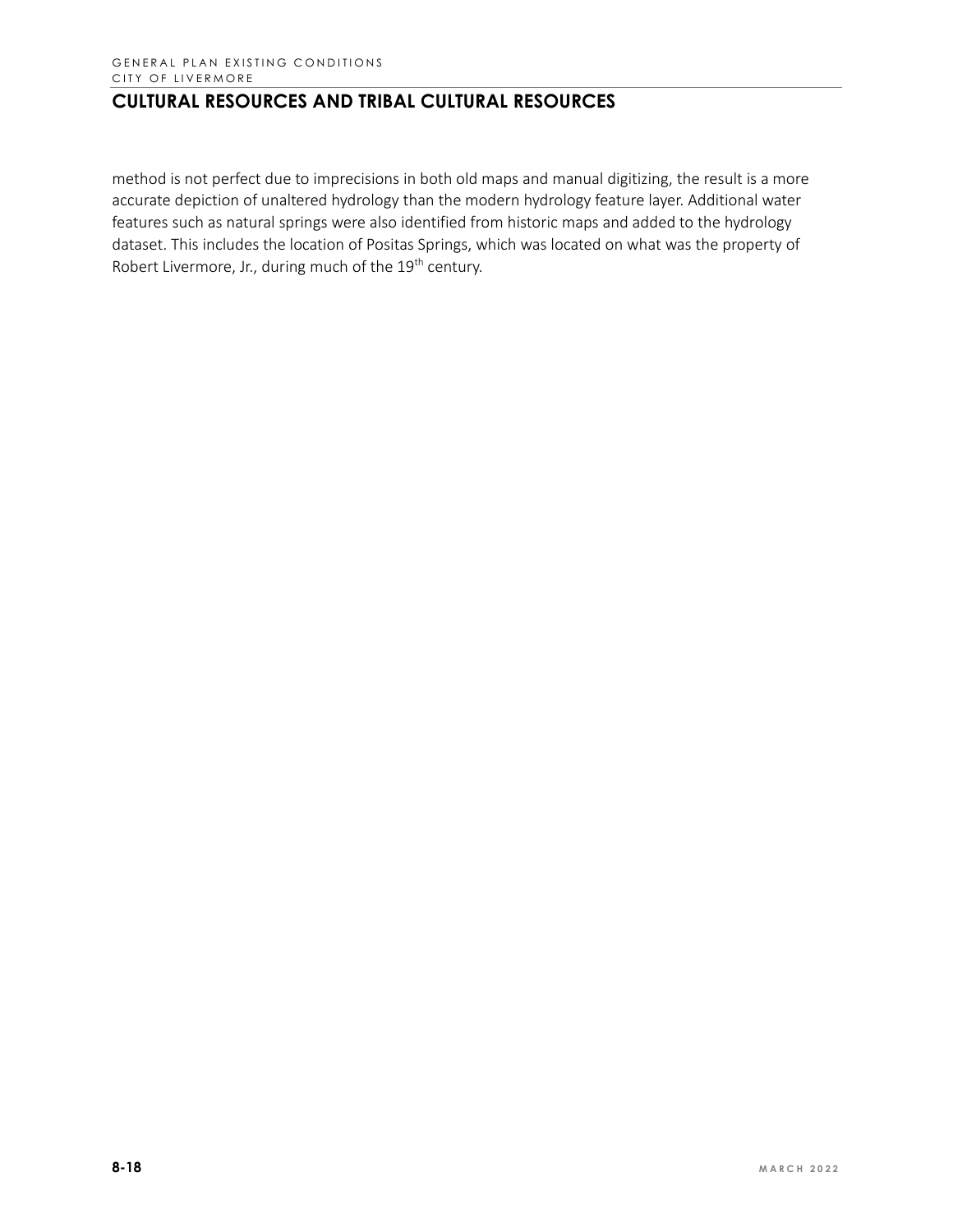method is not perfect due to imprecisions in both old maps and manual digitizing, the result is a more accurate depiction of unaltered hydrology than the modern hydrology feature layer. Additional water features such as natural springs were also identified from historic maps and added to the hydrology dataset. This includes the location of Positas Springs, which was located on what was the property of Robert Livermore, Jr., during much of the 19th century.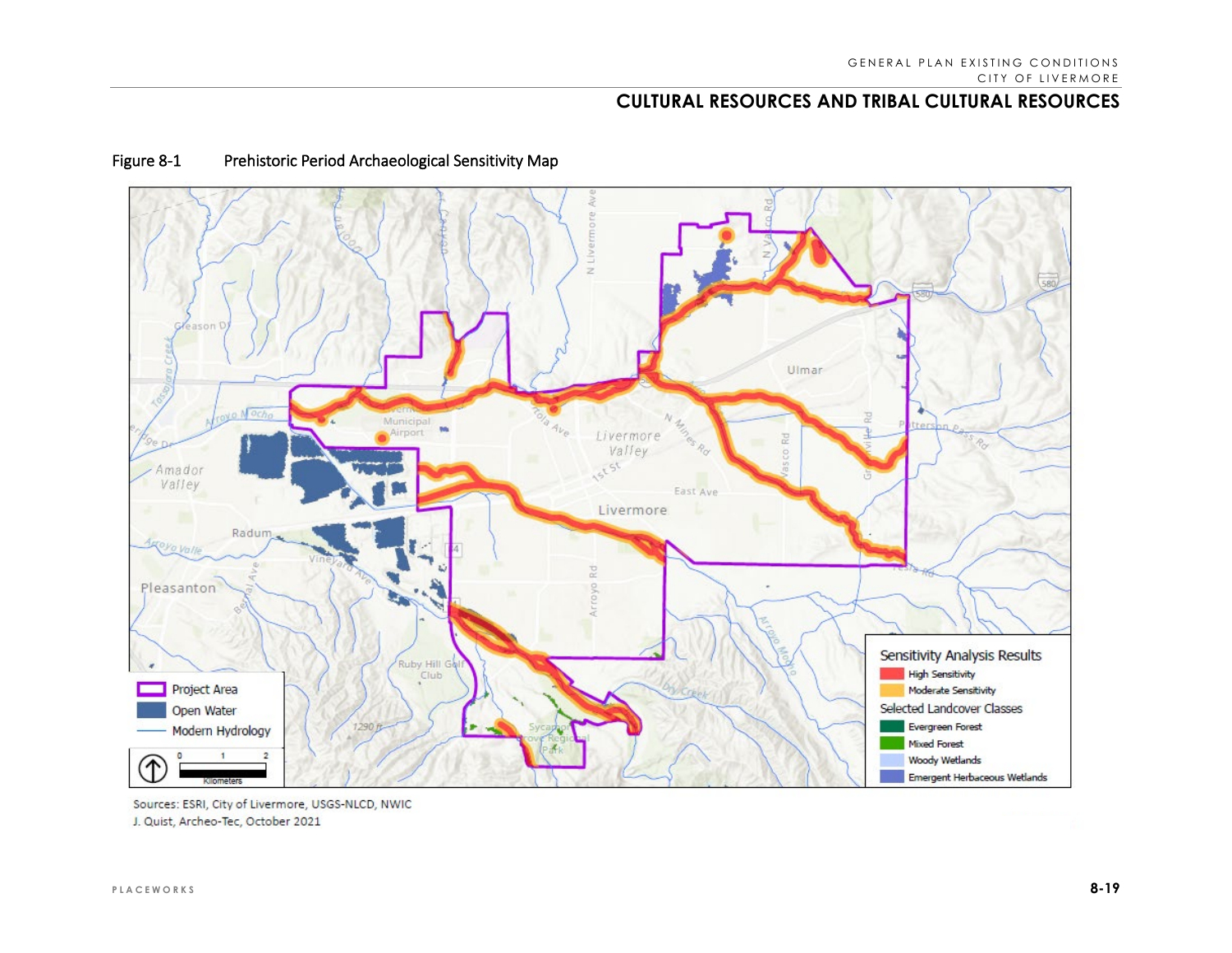## CULTURAL RESOURCES AND TRIBAL CULTURAL RESOURCES

Figure 8-1 Prehistoric Period Archaeological Sensitivity Map

Sources: ESRI, City of Livermore, USGS-NLCD, NWIC
J. Quist, Archeo-Tec, October 2021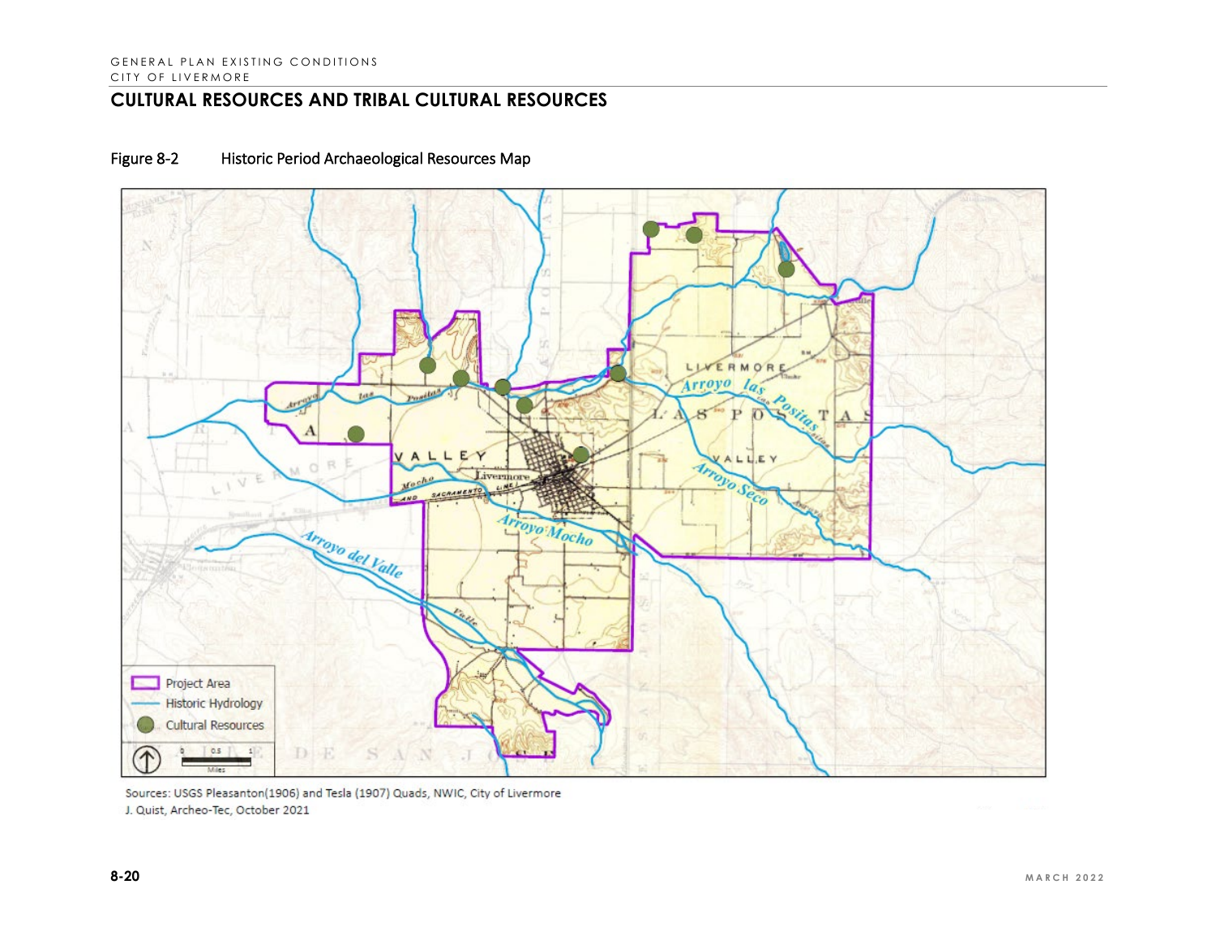## CULTURAL RESOURCES AND TRIBAL CULTURAL RESOURCES

Figure 8-2 Historic Period Archaeological Resources Map

Sources: USGS Pleasanton(1906) and Tesla (1907) Quads, NWIC, City of Livermore
J. Quist, Archeo-Tec, October 2021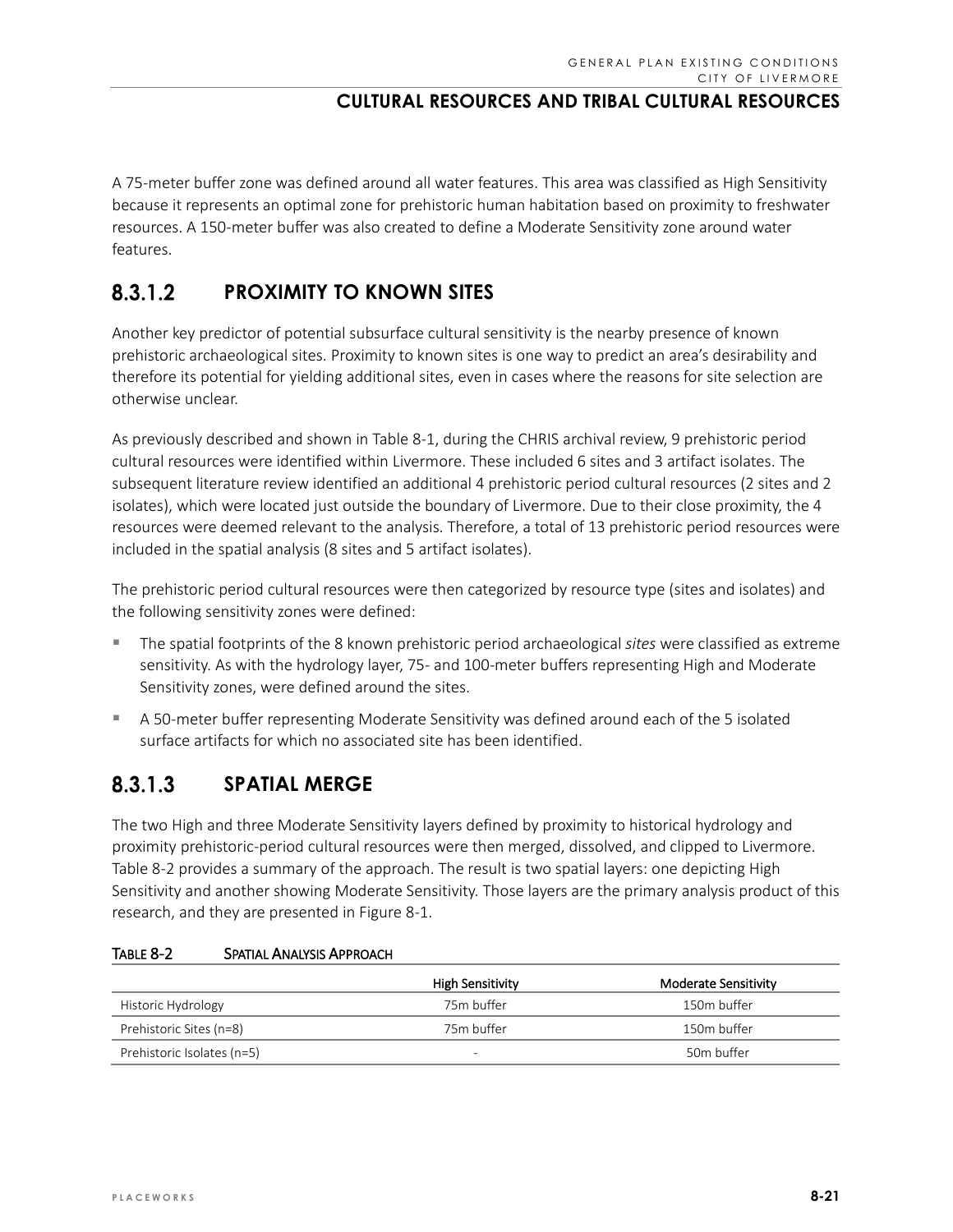A 75-meter buffer zone was defined around all water features. This area was classified as High Sensitivity because it represents an optimal zone for prehistoric human habitation based on proximity to freshwater resources. A 150-meter buffer was also created to define a Moderate Sensitivity zone around water features.

### 8.3.1.2 PROXIMITY TO KNOWN SITES

Another key predictor of potential subsurface cultural sensitivity is the nearby presence of known prehistoric archaeological sites. Proximity to known sites is one way to predict an area's desirability and therefore its potential for yielding additional sites, even in cases where the reasons for site selection are otherwise unclear.

As previously described and shown in Table 8-1, during the CHRIS archival review, 9 prehistoric period cultural resources were identified within Livermore. These included 6 sites and 3 artifact isolates. The subsequent literature review identified an additional 4 prehistoric period cultural resources (2 sites and 2 isolates), which were located just outside the boundary of Livermore. Due to their close proximity, the 4 resources were deemed relevant to the analysis. Therefore, a total of 13 prehistoric period resources were included in the spatial analysis (8 sites and 5 artifact isolates).

The prehistoric period cultural resources were then categorized by resource type (sites and isolates) and the following sensitivity zones were defined:

- The spatial footprints of the 8 known prehistoric period archaeological *sites* were classified as extreme sensitivity. As with the hydrology layer, 75- and 100-meter buffers representing High and Moderate Sensitivity zones, were defined around the sites.
- A 50-meter buffer representing Moderate Sensitivity was defined around each of the 5 isolated surface artifacts for which no associated site has been identified.

### 8.3.1.3 SPATIAL MERGE

The two High and three Moderate Sensitivity layers defined by proximity to historical hydrology and proximity prehistoric-period cultural resources were then merged, dissolved, and clipped to Livermore. Table 8-2 provides a summary of the approach. The result is two spatial layers: one depicting High Sensitivity and another showing Moderate Sensitivity. Those layers are the primary analysis product of this research, and they are presented in Figure 8-1.

TABLE 8-2 SPATIAL ANALYSIS APPROACH

| | High Sensitivity | Moderate Sensitivity |
|---|---|---|
| Historic Hydrology | 75m buffer | 150m buffer |
| Prehistoric Sites (n=8) | 75m buffer | 150m buffer |
| Prehistoric Isolates (n=5) | - | 50m buffer |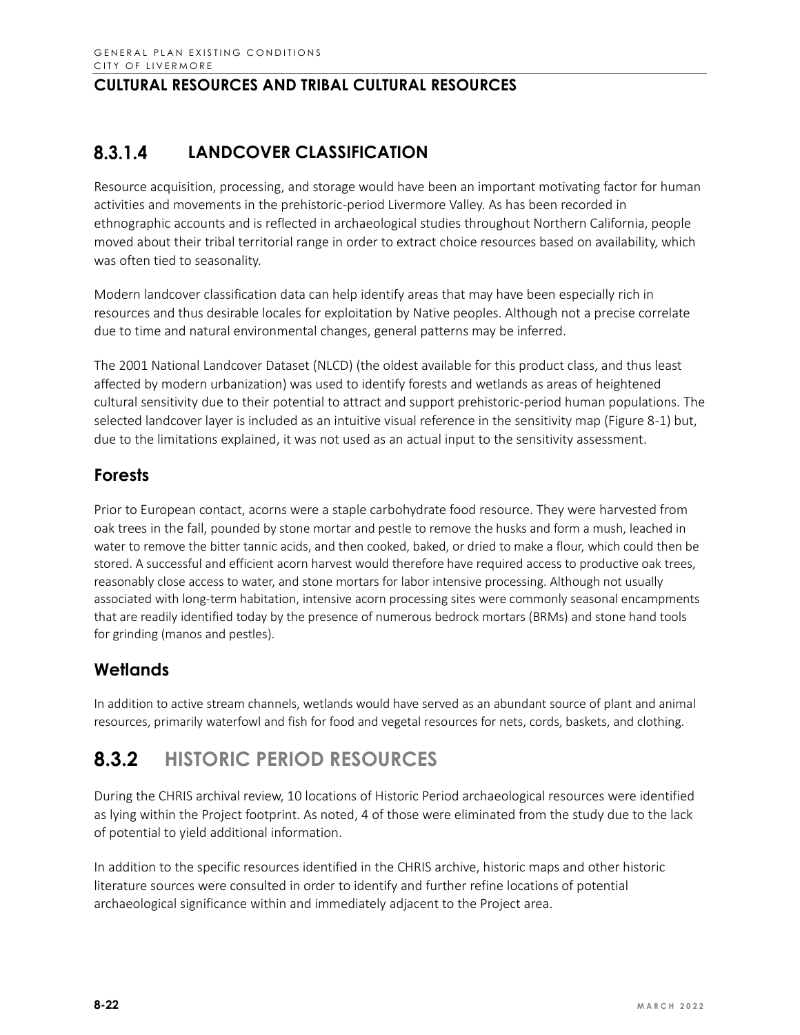### 8.3.1.4 LANDCOVER CLASSIFICATION

Resource acquisition, processing, and storage would have been an important motivating factor for human activities and movements in the prehistoric-period Livermore Valley. As has been recorded in ethnographic accounts and is reflected in archaeological studies throughout Northern California, people moved about their tribal territorial range in order to extract choice resources based on availability, which was often tied to seasonality.

Modern landcover classification data can help identify areas that may have been especially rich in resources and thus desirable locales for exploitation by Native peoples. Although not a precise correlate due to time and natural environmental changes, general patterns may be inferred.

The 2001 National Landcover Dataset (NLCD) (the oldest available for this product class, and thus least affected by modern urbanization) was used to identify forests and wetlands as areas of heightened cultural sensitivity due to their potential to attract and support prehistoric-period human populations. The selected landcover layer is included as an intuitive visual reference in the sensitivity map (Figure 8-1) but, due to the limitations explained, it was not used as an actual input to the sensitivity assessment.

#### Forests

Prior to European contact, acorns were a staple carbohydrate food resource. They were harvested from oak trees in the fall, pounded by stone mortar and pestle to remove the husks and form a mush, leached in water to remove the bitter tannic acids, and then cooked, baked, or dried to make a flour, which could then be stored. A successful and efficient acorn harvest would therefore have required access to productive oak trees, reasonably close access to water, and stone mortars for labor intensive processing. Although not usually associated with long-term habitation, intensive acorn processing sites were commonly seasonal encampments that are readily identified today by the presence of numerous bedrock mortars (BRMs) and stone hand tools for grinding (manos and pestles).

#### Wetlands

In addition to active stream channels, wetlands would have served as an abundant source of plant and animal resources, primarily waterfowl and fish for food and vegetal resources for nets, cords, baskets, and clothing.

## 8.3.2 HISTORIC PERIOD RESOURCES

During the CHRIS archival review, 10 locations of Historic Period archaeological resources were identified as lying within the Project footprint. As noted, 4 of those were eliminated from the study due to the lack of potential to yield additional information.

In addition to the specific resources identified in the CHRIS archive, historic maps and other historic literature sources were consulted in order to identify and further refine locations of potential archaeological significance within and immediately adjacent to the Project area.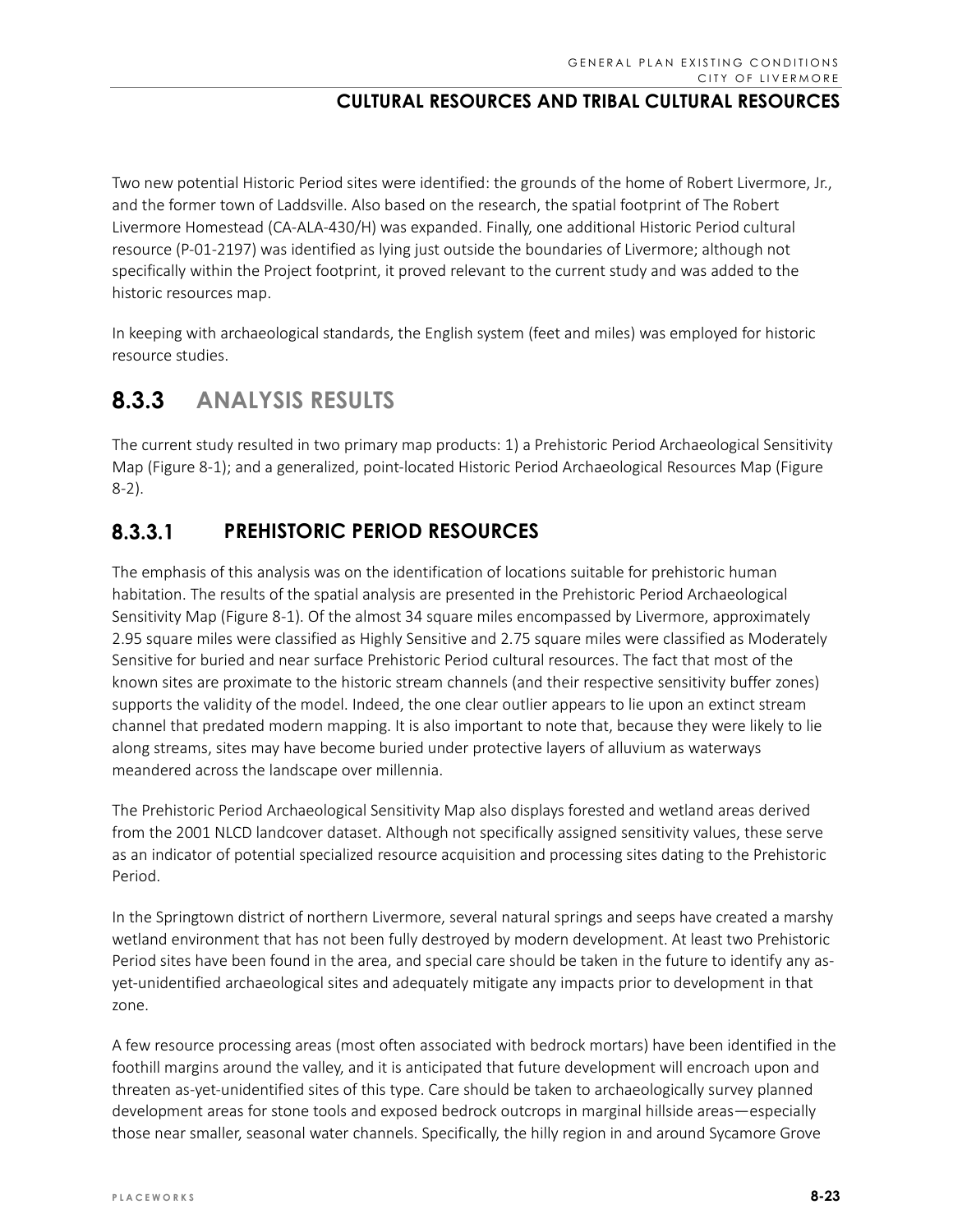Two new potential Historic Period sites were identified: the grounds of the home of Robert Livermore, Jr., and the former town of Laddsville. Also based on the research, the spatial footprint of The Robert Livermore Homestead (CA-ALA-430/H) was expanded. Finally, one additional Historic Period cultural resource (P-01-2197) was identified as lying just outside the boundaries of Livermore; although not specifically within the Project footprint, it proved relevant to the current study and was added to the historic resources map.

In keeping with archaeological standards, the English system (feet and miles) was employed for historic resource studies.

## 8.3.3 ANALYSIS RESULTS

The current study resulted in two primary map products: 1) a Prehistoric Period Archaeological Sensitivity Map (Figure 8-1); and a generalized, point-located Historic Period Archaeological Resources Map (Figure 8-2).

### 8.3.3.1 PREHISTORIC PERIOD RESOURCES

The emphasis of this analysis was on the identification of locations suitable for prehistoric human habitation. The results of the spatial analysis are presented in the Prehistoric Period Archaeological Sensitivity Map (Figure 8-1). Of the almost 34 square miles encompassed by Livermore, approximately 2.95 square miles were classified as Highly Sensitive and 2.75 square miles were classified as Moderately Sensitive for buried and near surface Prehistoric Period cultural resources. The fact that most of the known sites are proximate to the historic stream channels (and their respective sensitivity buffer zones) supports the validity of the model. Indeed, the one clear outlier appears to lie upon an extinct stream channel that predated modern mapping. It is also important to note that, because they were likely to lie along streams, sites may have become buried under protective layers of alluvium as waterways meandered across the landscape over millennia.

The Prehistoric Period Archaeological Sensitivity Map also displays forested and wetland areas derived from the 2001 NLCD landcover dataset. Although not specifically assigned sensitivity values, these serve as an indicator of potential specialized resource acquisition and processing sites dating to the Prehistoric Period.

In the Springtown district of northern Livermore, several natural springs and seeps have created a marshy wetland environment that has not been fully destroyed by modern development. At least two Prehistoric Period sites have been found in the area, and special care should be taken in the future to identify any as-yet-unidentified archaeological sites and adequately mitigate any impacts prior to development in that zone.

A few resource processing areas (most often associated with bedrock mortars) have been identified in the foothill margins around the valley, and it is anticipated that future development will encroach upon and threaten as-yet-unidentified sites of this type. Care should be taken to archaeologically survey planned development areas for stone tools and exposed bedrock outcrops in marginal hillside areas—especially those near smaller, seasonal water channels. Specifically, the hilly region in and around Sycamore Grove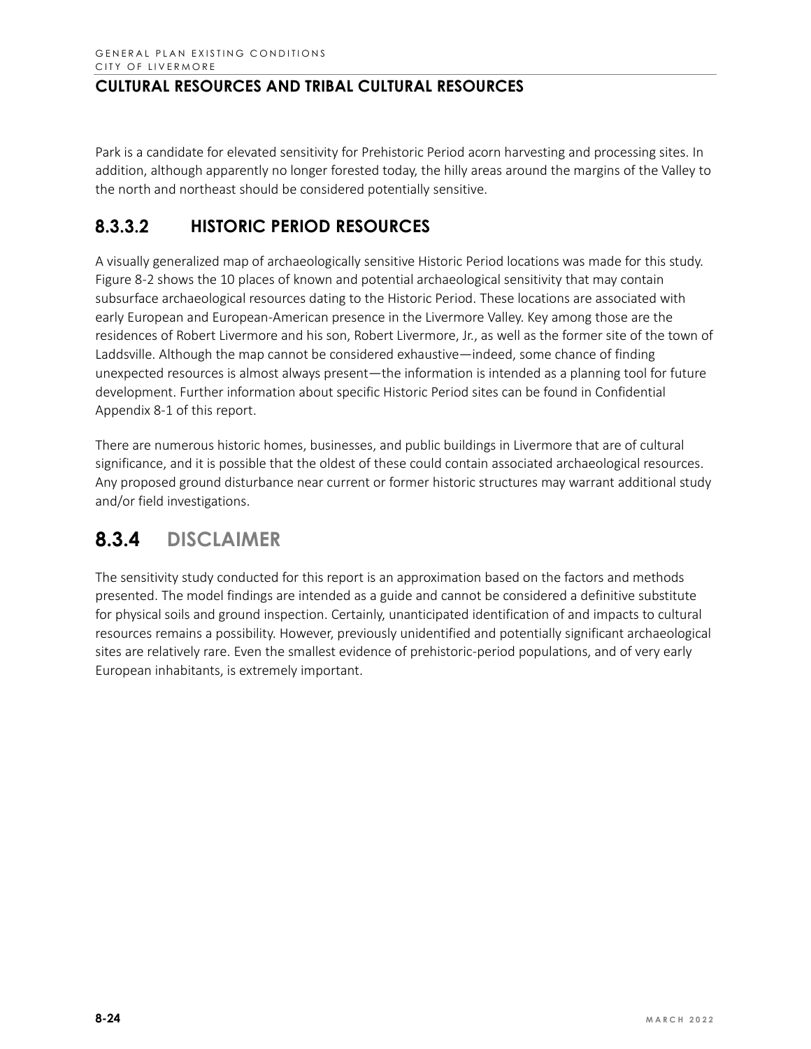Park is a candidate for elevated sensitivity for Prehistoric Period acorn harvesting and processing sites. In addition, although apparently no longer forested today, the hilly areas around the margins of the Valley to the north and northeast should be considered potentially sensitive.

### 8.3.3.2 HISTORIC PERIOD RESOURCES

A visually generalized map of archaeologically sensitive Historic Period locations was made for this study. Figure 8-2 shows the 10 places of known and potential archaeological sensitivity that may contain subsurface archaeological resources dating to the Historic Period. These locations are associated with early European and European-American presence in the Livermore Valley. Key among those are the residences of Robert Livermore and his son, Robert Livermore, Jr., as well as the former site of the town of Laddsville. Although the map cannot be considered exhaustive—indeed, some chance of finding unexpected resources is almost always present—the information is intended as a planning tool for future development. Further information about specific Historic Period sites can be found in Confidential Appendix 8-1 of this report.

There are numerous historic homes, businesses, and public buildings in Livermore that are of cultural significance, and it is possible that the oldest of these could contain associated archaeological resources. Any proposed ground disturbance near current or former historic structures may warrant additional study and/or field investigations.

## 8.3.4 DISCLAIMER

The sensitivity study conducted for this report is an approximation based on the factors and methods presented. The model findings are intended as a guide and cannot be considered a definitive substitute for physical soils and ground inspection. Certainly, unanticipated identification of and impacts to cultural resources remains a possibility. However, previously unidentified and potentially significant archaeological sites are relatively rare. Even the smallest evidence of prehistoric-period populations, and of very early European inhabitants, is extremely important.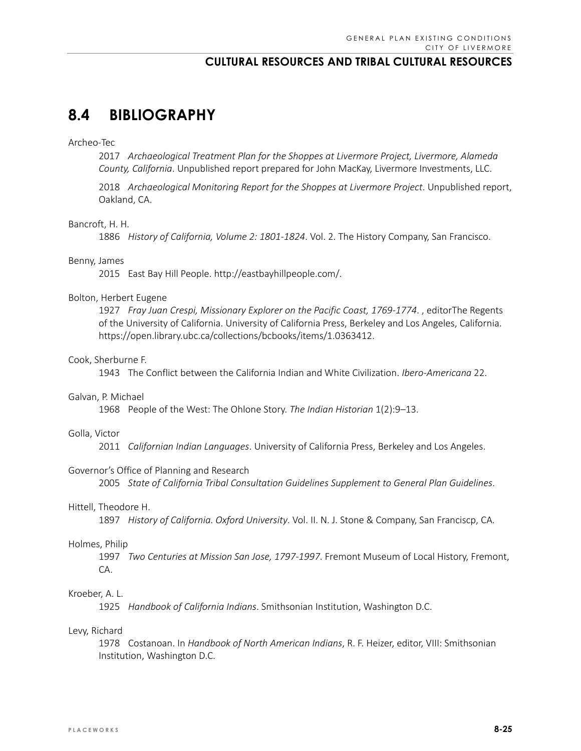## 8.4 BIBLIOGRAPHY

Archeo-Tec

2017 *Archaeological Treatment Plan for the Shoppes at Livermore Project, Livermore, Alameda County, California*. Unpublished report prepared for John MacKay, Livermore Investments, LLC.

2018 *Archaeological Monitoring Report for the Shoppes at Livermore Project*. Unpublished report, Oakland, CA.

Bancroft, H. H.

1886 *History of California, Volume 2: 1801-1824*. Vol. 2. The History Company, San Francisco.

Benny, James

2015 East Bay Hill People. http://eastbayhillpeople.com/.

Bolton, Herbert Eugene

1927 *Fray Juan Crespi, Missionary Explorer on the Pacific Coast, 1769-1774*. , editorThe Regents of the University of California. University of California Press, Berkeley and Los Angeles, California. https://open.library.ubc.ca/collections/bcbooks/items/1.0363412.

Cook, Sherburne F.

1943 The Conflict between the California Indian and White Civilization. *Ibero-Americana* 22.

Galvan, P. Michael

1968 People of the West: The Ohlone Story. *The Indian Historian* 1(2):9–13.

Golla, Victor

2011 *Californian Indian Languages*. University of California Press, Berkeley and Los Angeles.

Governor's Office of Planning and Research

2005 *State of California Tribal Consultation Guidelines Supplement to General Plan Guidelines*.

Hittell, Theodore H.

1897 *History of California*. *Oxford University*. Vol. II. N. J. Stone & Company, San Franciscp, CA.

Holmes, Philip

1997 *Two Centuries at Mission San Jose, 1797-1997*. Fremont Museum of Local History, Fremont, CA.

Kroeber, A. L.

1925 *Handbook of California Indians*. Smithsonian Institution, Washington D.C.

Levy, Richard

1978 Costanoan. In *Handbook of North American Indians*, R. F. Heizer, editor, VIII: Smithsonian Institution, Washington D.C.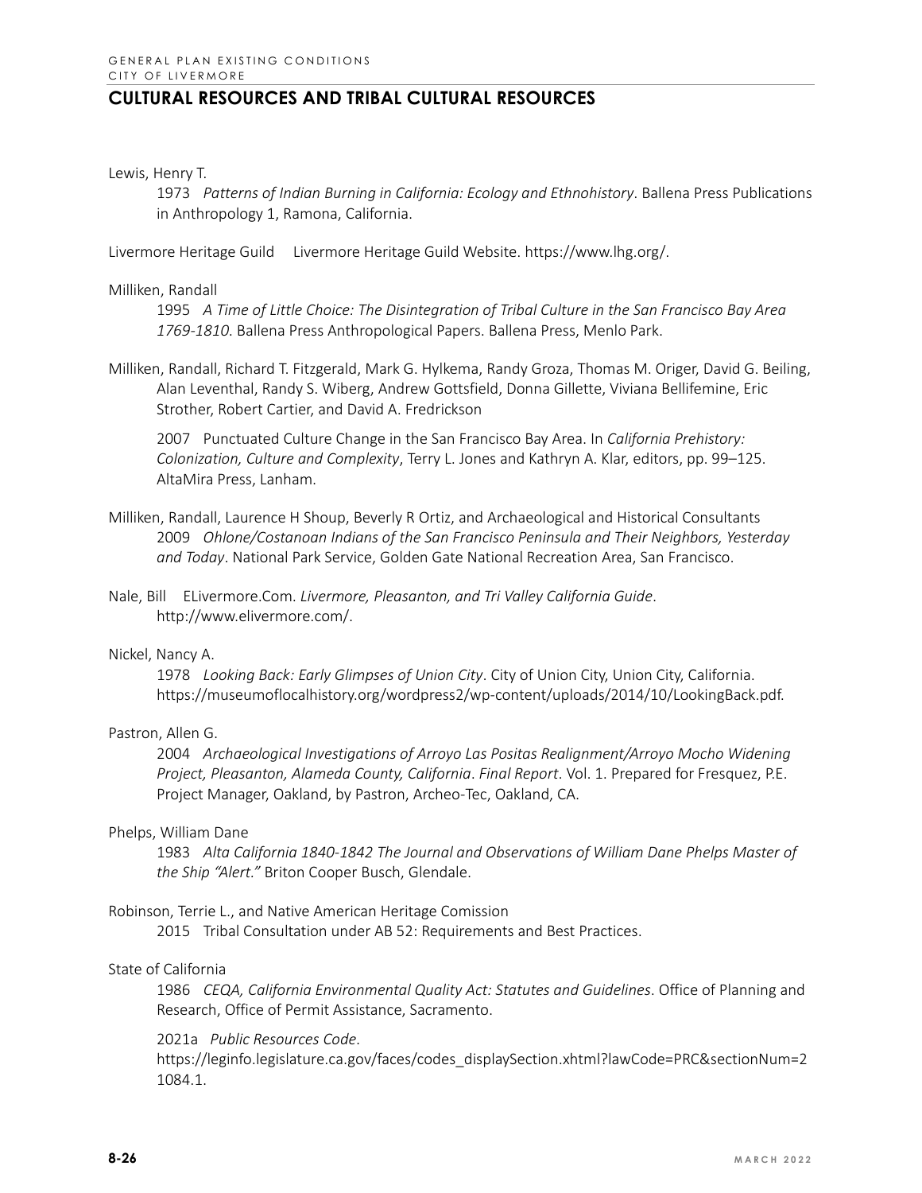Lewis, Henry T.

1973 *Patterns of Indian Burning in California: Ecology and Ethnohistory*. Ballena Press Publications in Anthropology 1, Ramona, California.

Livermore Heritage Guild Livermore Heritage Guild Website. https://www.lhg.org/.

Milliken, Randall

1995 *A Time of Little Choice: The Disintegration of Tribal Culture in the San Francisco Bay Area 1769-1810*. Ballena Press Anthropological Papers. Ballena Press, Menlo Park.

Milliken, Randall, Richard T. Fitzgerald, Mark G. Hylkema, Randy Groza, Thomas M. Origer, David G. Beiling, Alan Leventhal, Randy S. Wiberg, Andrew Gottsfield, Donna Gillette, Viviana Bellifemine, Eric Strother, Robert Cartier, and David A. Fredrickson

2007 Punctuated Culture Change in the San Francisco Bay Area. In *California Prehistory: Colonization, Culture and Complexity*, Terry L. Jones and Kathryn A. Klar, editors, pp. 99–125. AltaMira Press, Lanham.

Milliken, Randall, Laurence H Shoup, Beverly R Ortiz, and Archaeological and Historical Consultants

2009 *Ohlone/Costanoan Indians of the San Francisco Peninsula and Their Neighbors, Yesterday and Today*. National Park Service, Golden Gate National Recreation Area, San Francisco.

Nale, Bill ELivermore.Com. *Livermore, Pleasanton, and Tri Valley California Guide*. http://www.elivermore.com/.

Nickel, Nancy A.

1978 *Looking Back: Early Glimpses of Union City*. City of Union City, Union City, California. https://museumoflocalhistory.org/wordpress2/wp-content/uploads/2014/10/LookingBack.pdf.

Pastron, Allen G.

2004 *Archaeological Investigations of Arroyo Las Positas Realignment/Arroyo Mocho Widening Project, Pleasanton, Alameda County, California*. *Final Report*. Vol. 1. Prepared for Fresquez, P.E. Project Manager, Oakland, by Pastron, Archeo-Tec, Oakland, CA.

Phelps, William Dane

1983 *Alta California 1840-1842 The Journal and Observations of William Dane Phelps Master of the Ship "Alert."* Briton Cooper Busch, Glendale.

Robinson, Terrie L., and Native American Heritage Comission

2015 Tribal Consultation under AB 52: Requirements and Best Practices.

State of California

1986 *CEQA, California Environmental Quality Act: Statutes and Guidelines*. Office of Planning and Research, Office of Permit Assistance, Sacramento.

2021a *Public Resources Code*. https://leginfo.legislature.ca.gov/faces/codes_displaySection.xhtml?lawCode=PRC&sectionNum=21084.1.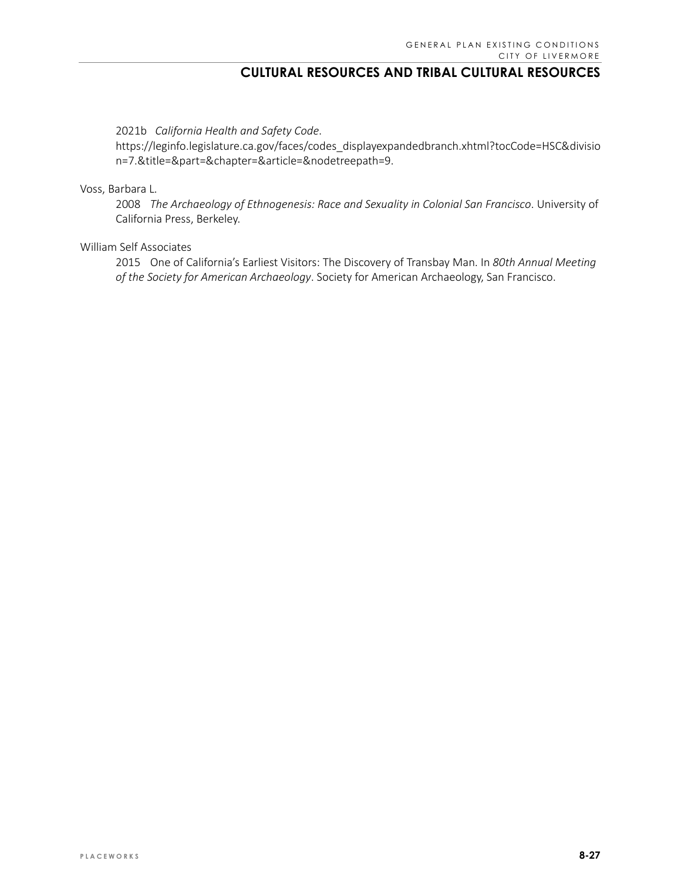2021b *California Health and Safety Code*. https://leginfo.legislature.ca.gov/faces/codes_displayexpandedbranch.xhtml?tocCode=HSC&division=7.&title=&part=&chapter=&article=&nodetreepath=9.

Voss, Barbara L.

2008 *The Archaeology of Ethnogenesis: Race and Sexuality in Colonial San Francisco*. University of California Press, Berkeley.

William Self Associates

2015 One of California's Earliest Visitors: The Discovery of Transbay Man. In *80th Annual Meeting of the Society for American Archaeology*. Society for American Archaeology, San Francisco.